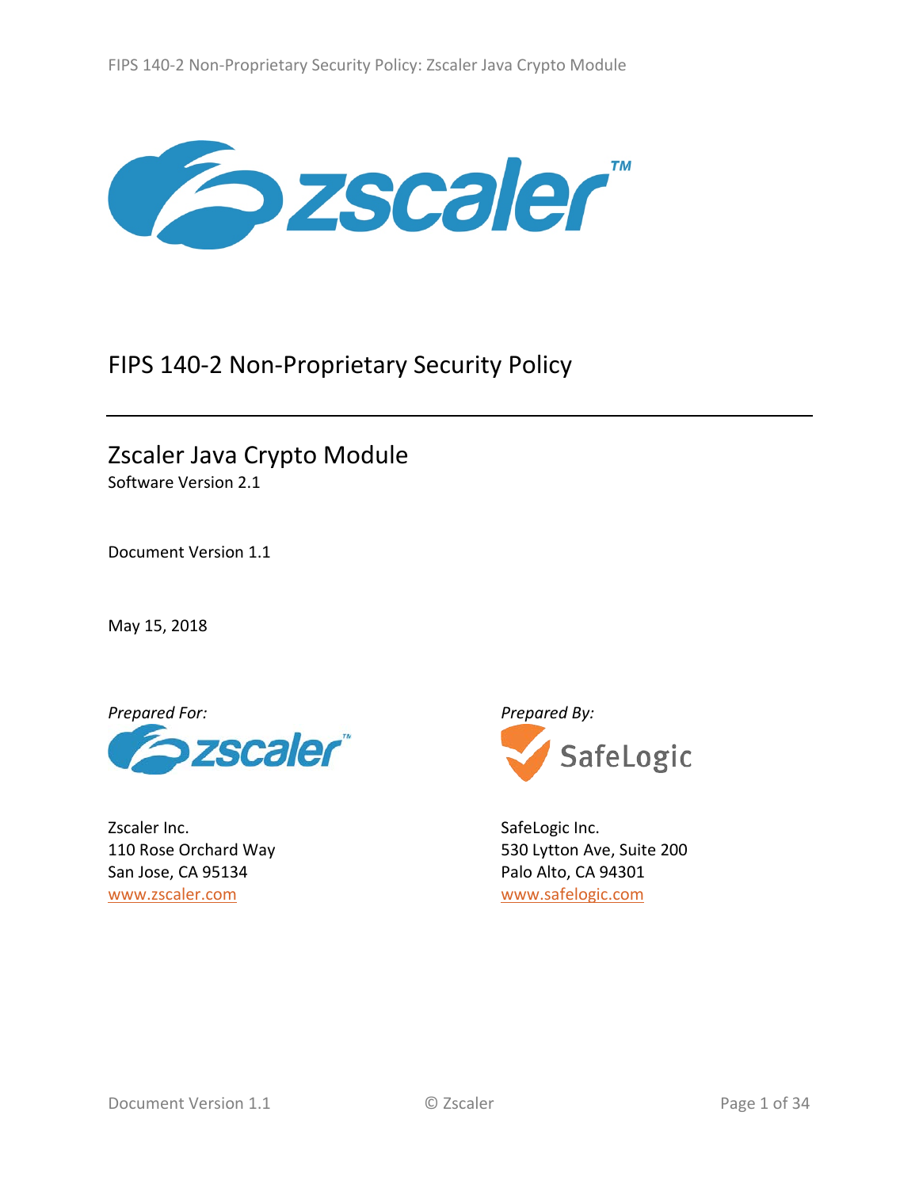# FIPS 140-2 Non-Proprietary Security Policy

## Zscaler Java Crypto Module

Software Version 2.1

Document Version 1.1

May 15, 2018

*Prepared For:*

Zscaler Inc.
110 Rose Orchard Way
San Jose, CA 95134
www.zscaler.com

*Prepared By:*

SafeLogic Inc.
530 Lytton Ave, Suite 200
Palo Alto, CA 94301
www.safelogic.com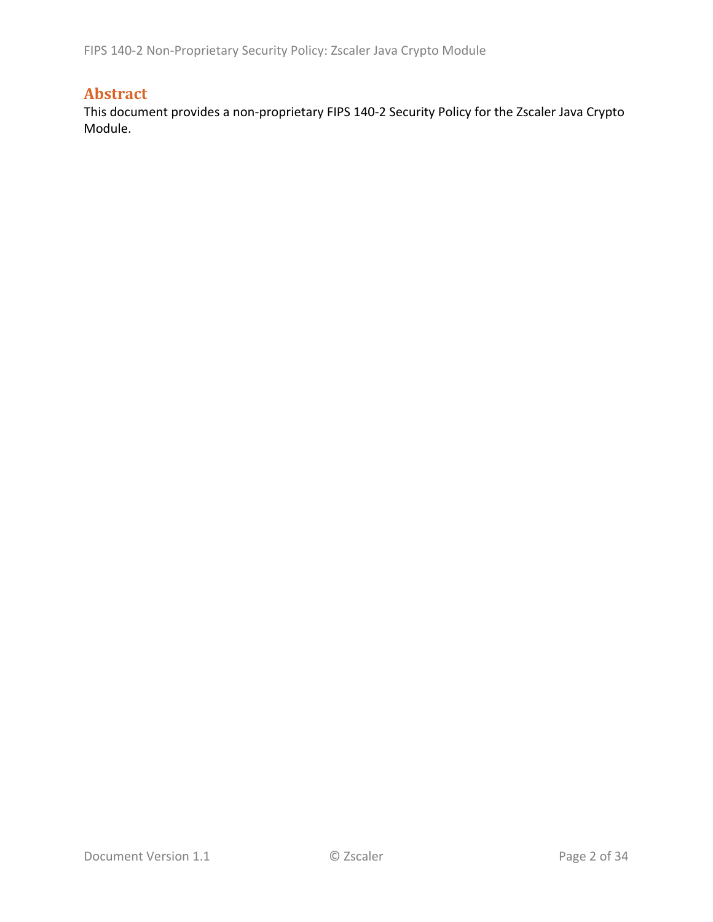## Abstract

This document provides a non-proprietary FIPS 140-2 Security Policy for the Zscaler Java Crypto Module.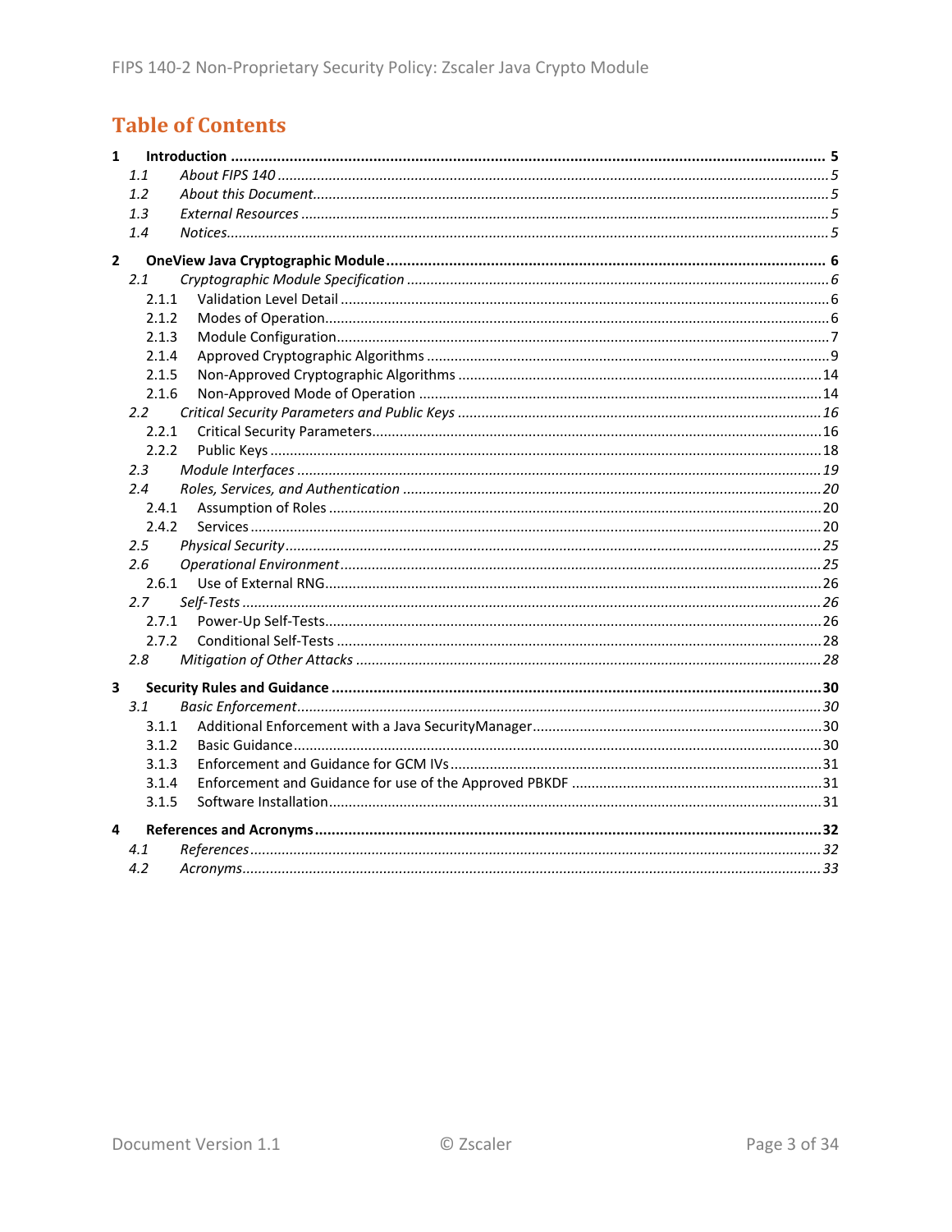# Table of Contents

**1 Introduction ... 5**

- *1.1 About FIPS 140 ... 5*
- *1.2 About this Document ... 5*
- *1.3 External Resources ... 5*
- *1.4 Notices ... 5*

**2 OneView Java Cryptographic Module ... 6**

- *2.1 Cryptographic Module Specification ... 6*
  - 2.1.1 Validation Level Detail ... 6
  - 2.1.2 Modes of Operation ... 6
  - 2.1.3 Module Configuration ... 7
  - 2.1.4 Approved Cryptographic Algorithms ... 9
  - 2.1.5 Non-Approved Cryptographic Algorithms ... 14
  - 2.1.6 Non-Approved Mode of Operation ... 14
- *2.2 Critical Security Parameters and Public Keys ... 16*
  - 2.2.1 Critical Security Parameters ... 16
  - 2.2.2 Public Keys ... 18
- *2.3 Module Interfaces ... 19*
- *2.4 Roles, Services, and Authentication ... 20*
  - 2.4.1 Assumption of Roles ... 20
  - 2.4.2 Services ... 20
- *2.5 Physical Security ... 25*
- *2.6 Operational Environment ... 25*
  - 2.6.1 Use of External RNG ... 26
- *2.7 Self-Tests ... 26*
  - 2.7.1 Power-Up Self-Tests ... 26
  - 2.7.2 Conditional Self-Tests ... 28
- *2.8 Mitigation of Other Attacks ... 28*

**3 Security Rules and Guidance ... 30**

- *3.1 Basic Enforcement ... 30*
  - 3.1.1 Additional Enforcement with a Java SecurityManager ... 30
  - 3.1.2 Basic Guidance ... 30
  - 3.1.3 Enforcement and Guidance for GCM IVs ... 31
  - 3.1.4 Enforcement and Guidance for use of the Approved PBKDF ... 31
  - 3.1.5 Software Installation ... 31

**4 References and Acronyms ... 32**

- *4.1 References ... 32*
- *4.2 Acronyms ... 33*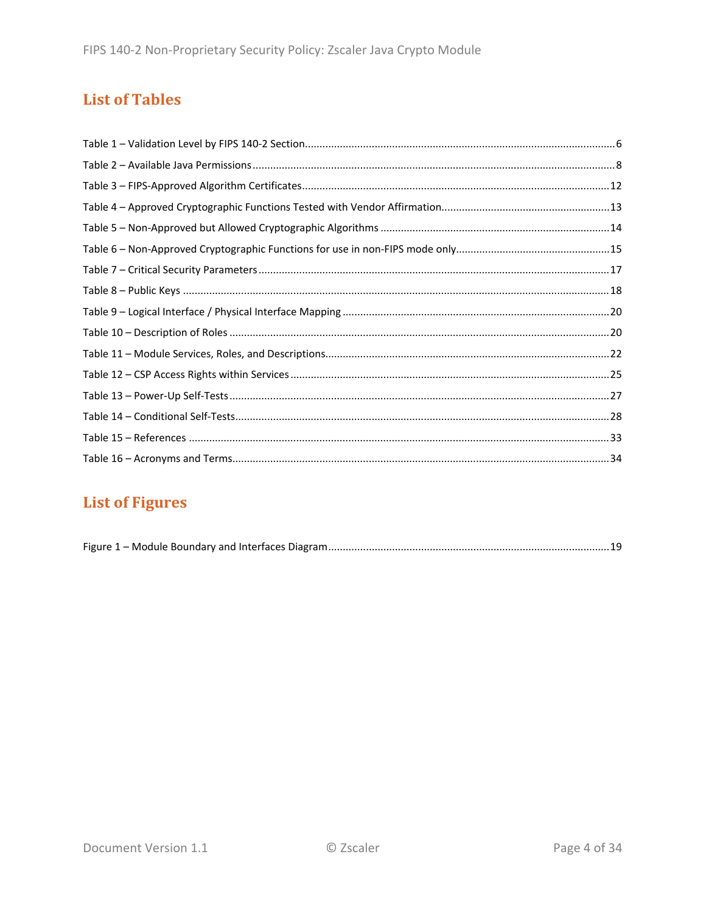## List of Tables

Table 1 – Validation Level by FIPS 140-2 Section........................................................................................6

Table 2 – Available Java Permissions ...........................................................................................................8

Table 3 – FIPS-Approved Algorithm Certificates.........................................................................................12

Table 4 – Approved Cryptographic Functions Tested with Vendor Affirmation..........................................13

Table 5 – Non-Approved but Allowed Cryptographic Algorithms ..............................................................14

Table 6 – Non-Approved Cryptographic Functions for use in non-FIPS mode only.....................................15

Table 7 – Critical Security Parameters ........................................................................................................17

Table 8 – Public Keys ..................................................................................................................................18

Table 9 – Logical Interface / Physical Interface Mapping ...........................................................................20

Table 10 – Description of Roles .................................................................................................................20

Table 11 – Module Services, Roles, and Descriptions.................................................................................22

Table 12 – CSP Access Rights within Services ............................................................................................25

Table 13 – Power-Up Self-Tests..................................................................................................................27

Table 14 – Conditional Self-Tests...............................................................................................................28

Table 15 – References ...............................................................................................................................33

Table 16 – Acronyms and Terms................................................................................................................34

## List of Figures

Figure 1 – Module Boundary and Interfaces Diagram................................................................................19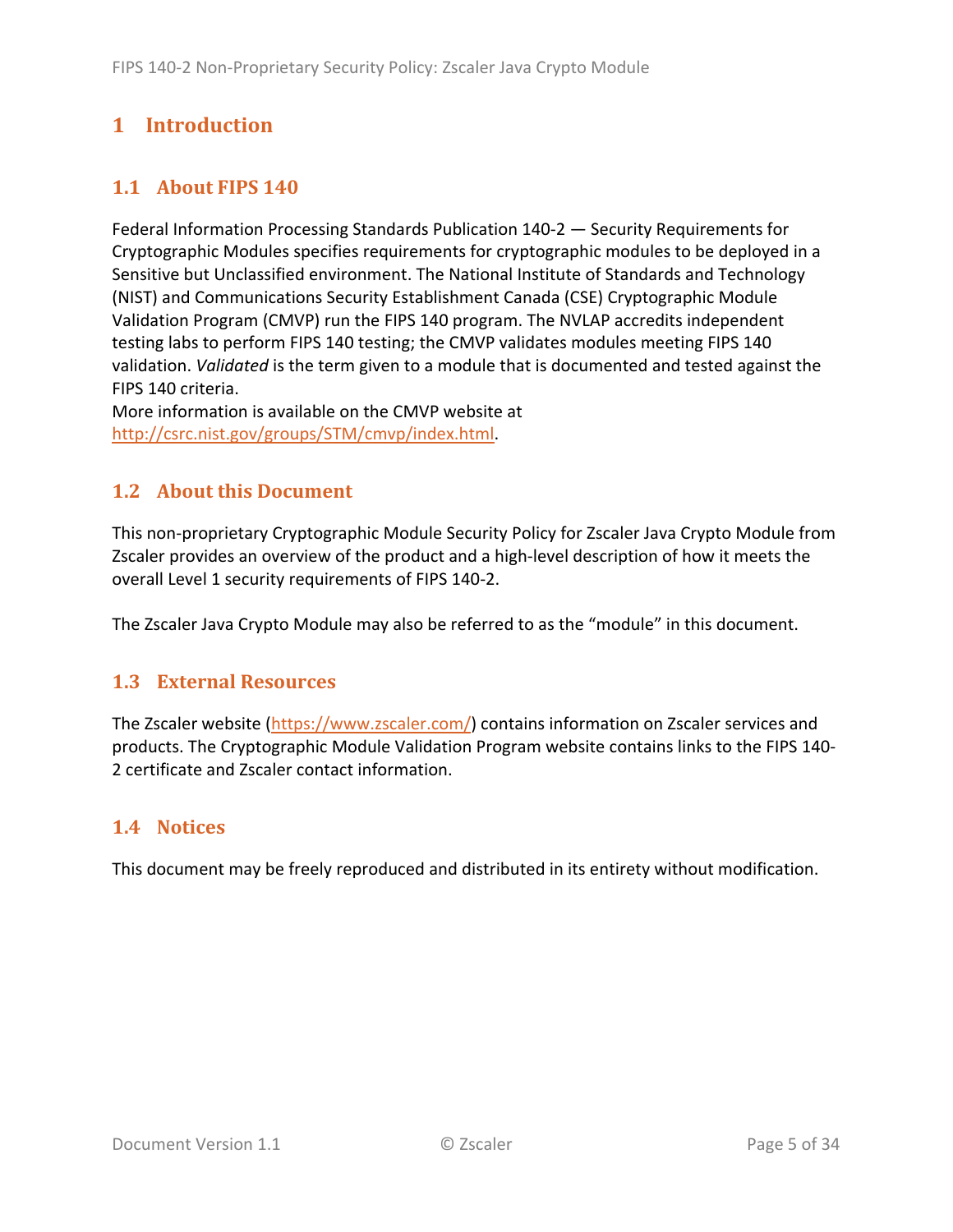# 1 Introduction

## 1.1 About FIPS 140

Federal Information Processing Standards Publication 140-2 — Security Requirements for Cryptographic Modules specifies requirements for cryptographic modules to be deployed in a Sensitive but Unclassified environment. The National Institute of Standards and Technology (NIST) and Communications Security Establishment Canada (CSE) Cryptographic Module Validation Program (CMVP) run the FIPS 140 program. The NVLAP accredits independent testing labs to perform FIPS 140 testing; the CMVP validates modules meeting FIPS 140 validation. *Validated* is the term given to a module that is documented and tested against the FIPS 140 criteria.
More information is available on the CMVP website at http://csrc.nist.gov/groups/STM/cmvp/index.html.

## 1.2 About this Document

This non-proprietary Cryptographic Module Security Policy for Zscaler Java Crypto Module from Zscaler provides an overview of the product and a high-level description of how it meets the overall Level 1 security requirements of FIPS 140-2.

The Zscaler Java Crypto Module may also be referred to as the "module" in this document.

## 1.3 External Resources

The Zscaler website (https://www.zscaler.com/) contains information on Zscaler services and products. The Cryptographic Module Validation Program website contains links to the FIPS 140-2 certificate and Zscaler contact information.

## 1.4 Notices

This document may be freely reproduced and distributed in its entirety without modification.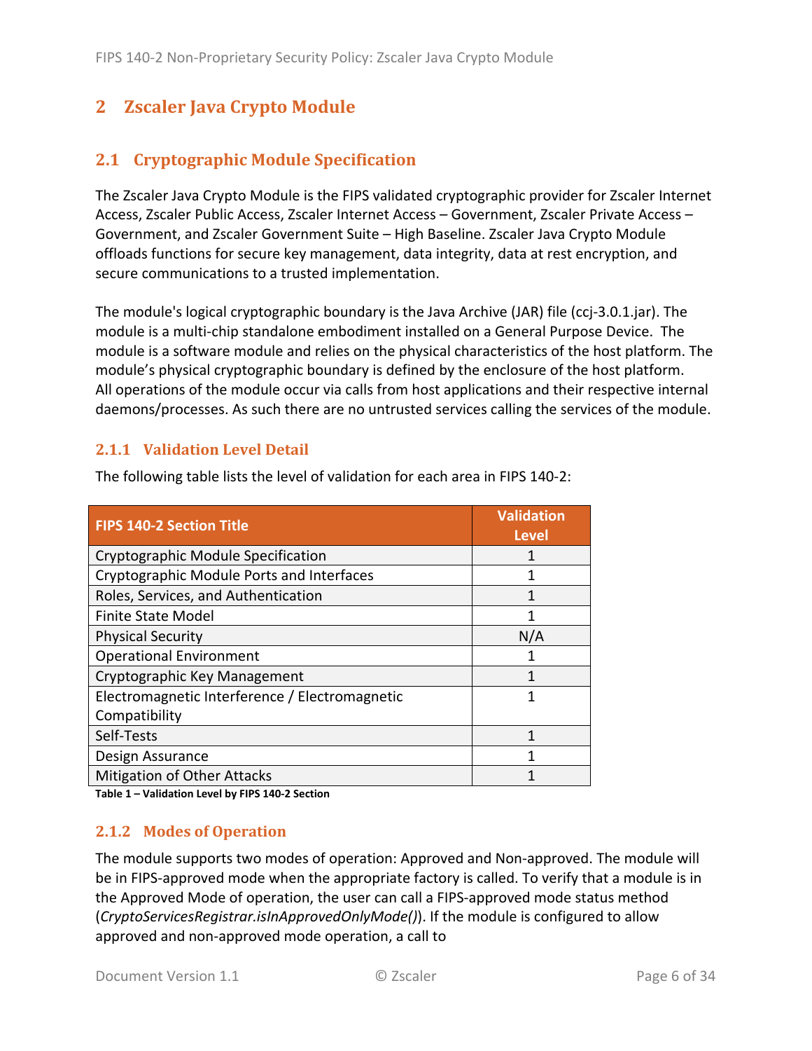# 2 Zscaler Java Crypto Module

## 2.1 Cryptographic Module Specification

The Zscaler Java Crypto Module is the FIPS validated cryptographic provider for Zscaler Internet Access, Zscaler Public Access, Zscaler Internet Access – Government, Zscaler Private Access – Government, and Zscaler Government Suite – High Baseline. Zscaler Java Crypto Module offloads functions for secure key management, data integrity, data at rest encryption, and secure communications to a trusted implementation.

The module's logical cryptographic boundary is the Java Archive (JAR) file (ccj-3.0.1.jar). The module is a multi-chip standalone embodiment installed on a General Purpose Device. The module is a software module and relies on the physical characteristics of the host platform. The module's physical cryptographic boundary is defined by the enclosure of the host platform. All operations of the module occur via calls from host applications and their respective internal daemons/processes. As such there are no untrusted services calling the services of the module.

### 2.1.1 Validation Level Detail

The following table lists the level of validation for each area in FIPS 140-2:

| FIPS 140-2 Section Title | Validation Level |
|---|---|
| Cryptographic Module Specification | 1 |
| Cryptographic Module Ports and Interfaces | 1 |
| Roles, Services, and Authentication | 1 |
| Finite State Model | 1 |
| Physical Security | N/A |
| Operational Environment | 1 |
| Cryptographic Key Management | 1 |
| Electromagnetic Interference / Electromagnetic Compatibility | 1 |
| Self-Tests | 1 |
| Design Assurance | 1 |
| Mitigation of Other Attacks | 1 |

**Table 1 – Validation Level by FIPS 140-2 Section**

### 2.1.2 Modes of Operation

The module supports two modes of operation: Approved and Non-approved. The module will be in FIPS-approved mode when the appropriate factory is called. To verify that a module is in the Approved Mode of operation, the user can call a FIPS-approved mode status method (*CryptoServicesRegistrar.isInApprovedOnlyMode()*). If the module is configured to allow approved and non-approved mode operation, a call to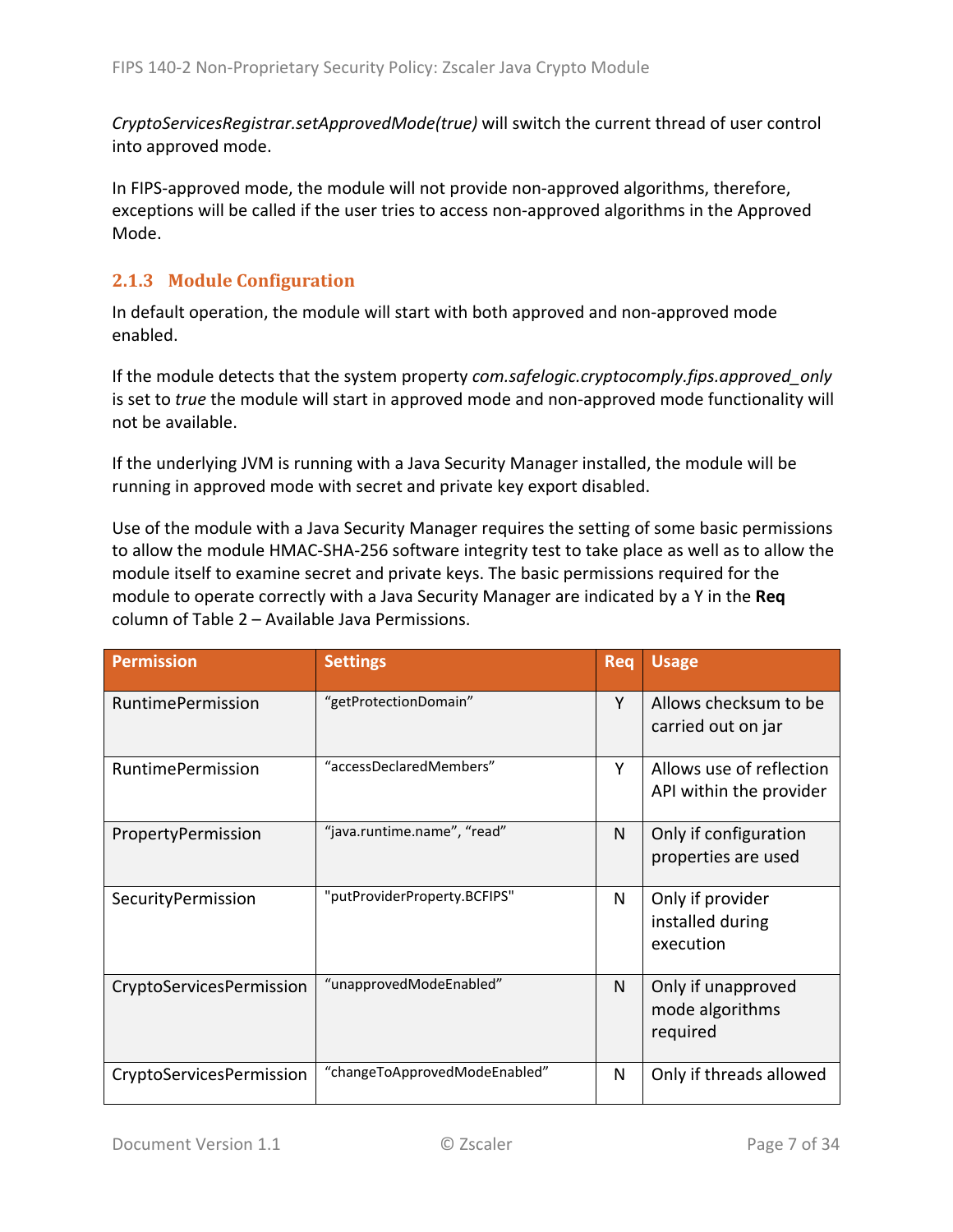*CryptoServicesRegistrar.setApprovedMode(true)* will switch the current thread of user control into approved mode.

In FIPS-approved mode, the module will not provide non-approved algorithms, therefore, exceptions will be called if the user tries to access non-approved algorithms in the Approved Mode.

### 2.1.3 Module Configuration

In default operation, the module will start with both approved and non-approved mode enabled.

If the module detects that the system property *com.safelogic.cryptocomply.fips.approved_only* is set to *true* the module will start in approved mode and non-approved mode functionality will not be available.

If the underlying JVM is running with a Java Security Manager installed, the module will be running in approved mode with secret and private key export disabled.

Use of the module with a Java Security Manager requires the setting of some basic permissions to allow the module HMAC-SHA-256 software integrity test to take place as well as to allow the module itself to examine secret and private keys. The basic permissions required for the module to operate correctly with a Java Security Manager are indicated by a Y in the **Req** column of Table 2 – Available Java Permissions.

| Permission | Settings | Req | Usage |
|---|---|---|---|
| RuntimePermission | "getProtectionDomain" | Y | Allows checksum to be carried out on jar |
| RuntimePermission | "accessDeclaredMembers" | Y | Allows use of reflection API within the provider |
| PropertyPermission | "java.runtime.name", "read" | N | Only if configuration properties are used |
| SecurityPermission | "putProviderProperty.BCFIPS" | N | Only if provider installed during execution |
| CryptoServicesPermission | "unapprovedModeEnabled" | N | Only if unapproved mode algorithms required |
| CryptoServicesPermission | "changeToApprovedModeEnabled" | N | Only if threads allowed |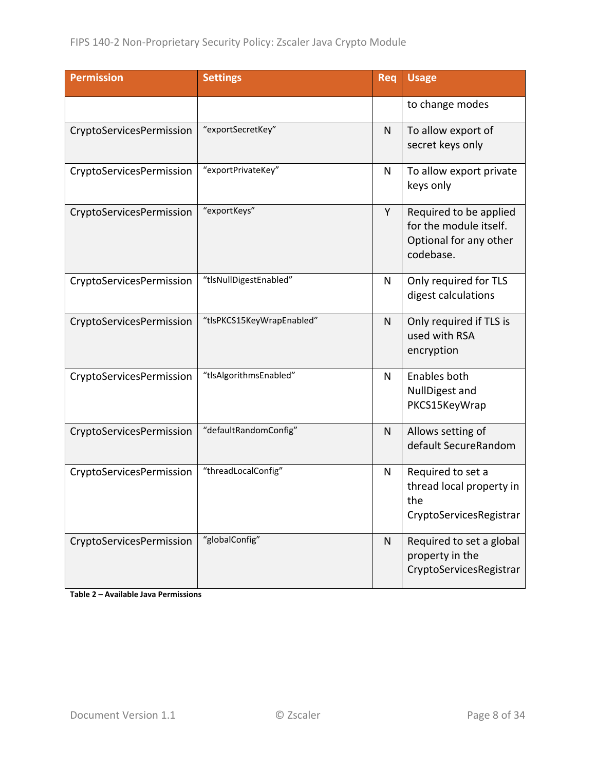| Permission | Settings | Req | Usage |
|---|---|---|---|
| | | | to change modes |
| CryptoServicesPermission | “exportSecretKey” | N | To allow export of secret keys only |
| CryptoServicesPermission | “exportPrivateKey” | N | To allow export private keys only |
| CryptoServicesPermission | “exportKeys” | Y | Required to be applied for the module itself. Optional for any other codebase. |
| CryptoServicesPermission | “tlsNullDigestEnabled” | N | Only required for TLS digest calculations |
| CryptoServicesPermission | “tlsPKCS15KeyWrapEnabled” | N | Only required if TLS is used with RSA encryption |
| CryptoServicesPermission | “tlsAlgorithmsEnabled” | N | Enables both NullDigest and PKCS15KeyWrap |
| CryptoServicesPermission | “defaultRandomConfig” | N | Allows setting of default SecureRandom |
| CryptoServicesPermission | “threadLocalConfig” | N | Required to set a thread local property in the CryptoServicesRegistrar |
| CryptoServicesPermission | “globalConfig” | N | Required to set a global property in the CryptoServicesRegistrar |

**Table 2 – Available Java Permissions**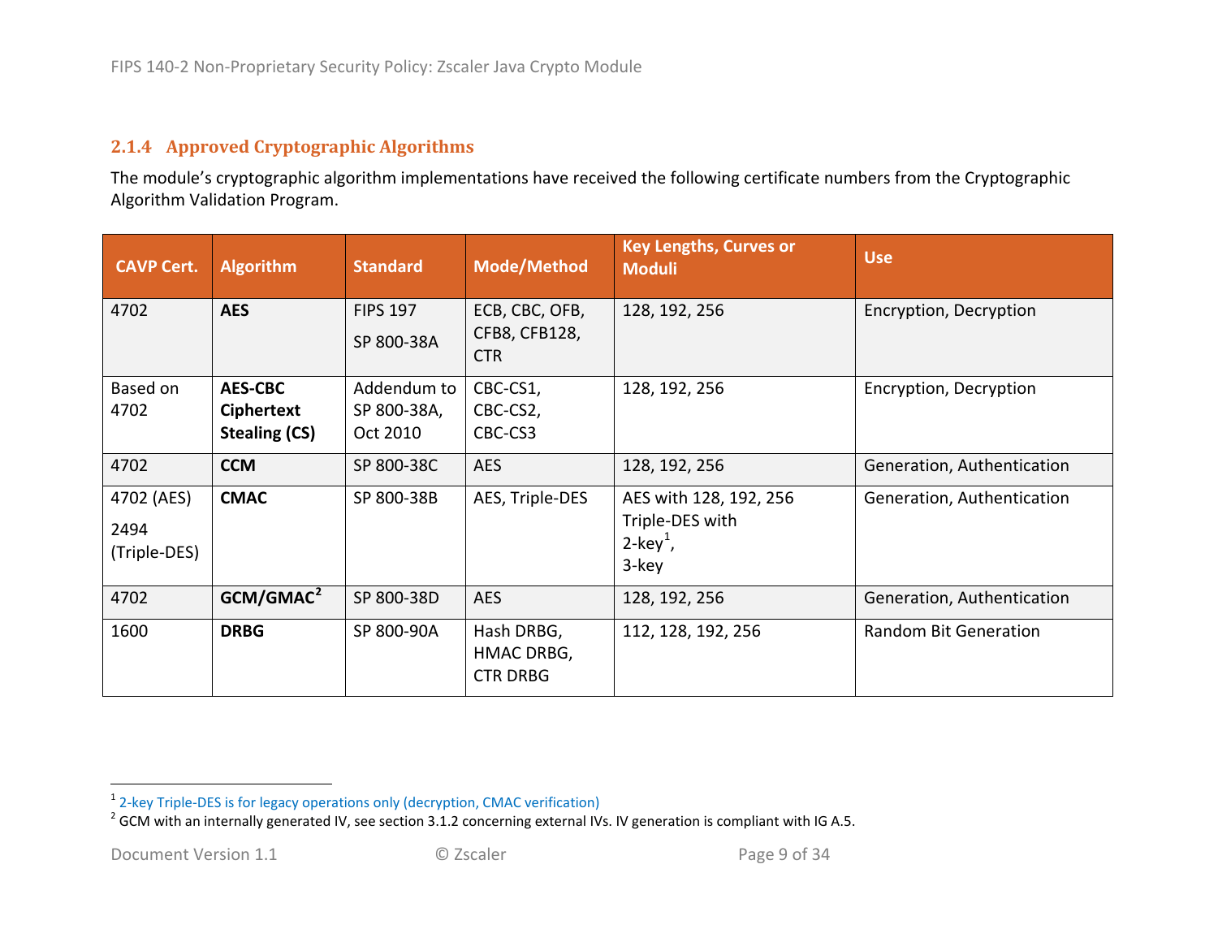### 2.1.4 Approved Cryptographic Algorithms

The module's cryptographic algorithm implementations have received the following certificate numbers from the Cryptographic Algorithm Validation Program.

| CAVP Cert. | Algorithm | Standard | Mode/Method | Key Lengths, Curves or Moduli | Use |
|---|---|---|---|---|---|
| 4702 | **AES** | FIPS 197<br>SP 800-38A | ECB, CBC, OFB, CFB8, CFB128, CTR | 128, 192, 256 | Encryption, Decryption |
| Based on 4702 | **AES-CBC Ciphertext Stealing (CS)** | Addendum to SP 800-38A, Oct 2010 | CBC-CS1, CBC-CS2, CBC-CS3 | 128, 192, 256 | Encryption, Decryption |
| 4702 | **CCM** | SP 800-38C | AES | 128, 192, 256 | Generation, Authentication |
| 4702 (AES)<br>2494 (Triple-DES) | **CMAC** | SP 800-38B | AES, Triple-DES | AES with 128, 192, 256<br>Triple-DES with 2-key[1], 3-key | Generation, Authentication |
| 4702 | **GCM/GMAC[2]** | SP 800-38D | AES | 128, 192, 256 | Generation, Authentication |
| 1600 | **DRBG** | SP 800-90A | Hash DRBG, HMAC DRBG, CTR DRBG | 112, 128, 192, 256 | Random Bit Generation |

[1] 2-key Triple-DES is for legacy operations only (decryption, CMAC verification)

[2] GCM with an internally generated IV, see section 3.1.2 concerning external IVs. IV generation is compliant with IG A.5.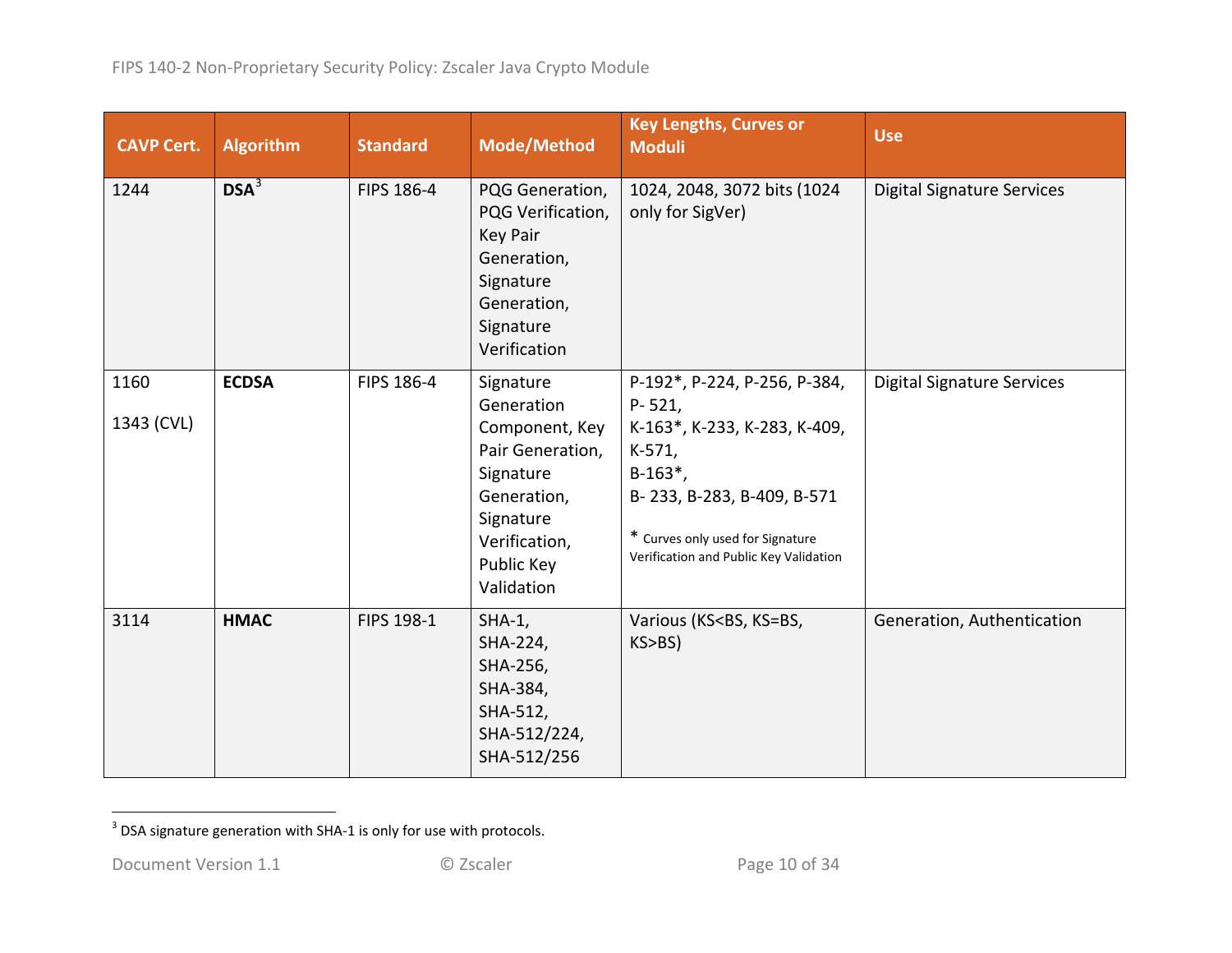| CAVP Cert. | Algorithm | Standard | Mode/Method | Key Lengths, Curves or Moduli | Use |
|---|---|---|---|---|---|
| 1244 | **DSA**[3] | FIPS 186-4 | PQG Generation, PQG Verification, Key Pair Generation, Signature Generation, Signature Verification | 1024, 2048, 3072 bits (1024 only for SigVer) | Digital Signature Services |
| 1160<br><br>1343 (CVL) | **ECDSA** | FIPS 186-4 | Signature Generation Component, Key Pair Generation, Signature Generation, Signature Verification, Public Key Validation | P-192*, P-224, P-256, P-384, P- 521,<br>K-163*, K-233, K-283, K-409, K-571,<br>B-163*,<br>B- 233, B-283, B-409, B-571<br><br>* Curves only used for Signature Verification and Public Key Validation | Digital Signature Services |
| 3114 | **HMAC** | FIPS 198-1 | SHA-1,<br>SHA-224,<br>SHA-256,<br>SHA-384,<br>SHA-512,<br>SHA-512/224,<br>SHA-512/256 | Various (KS<BS, KS=BS, KS>BS) | Generation, Authentication |

[3] DSA signature generation with SHA-1 is only for use with protocols.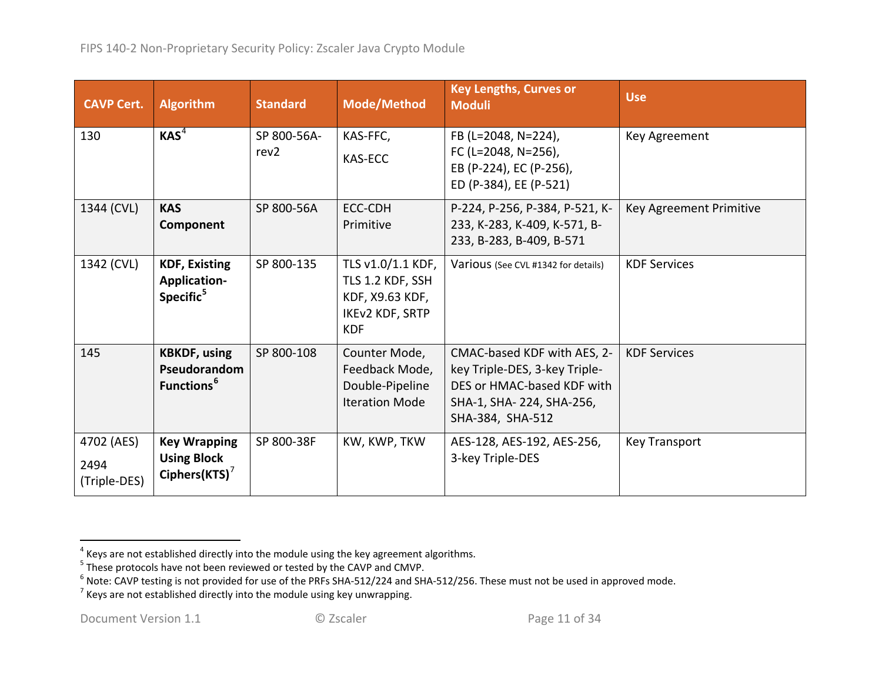| CAVP Cert. | Algorithm | Standard | Mode/Method | Key Lengths, Curves or Moduli | Use |
|---|---|---|---|---|---|
| 130 | **KAS**[4] | SP 800-56A-rev2 | KAS-FFC, KAS-ECC | FB (L=2048, N=224), FC (L=2048, N=256), EB (P-224), EC (P-256), ED (P-384), EE (P-521) | Key Agreement |
| 1344 (CVL) | **KAS Component** | SP 800-56A | ECC-CDH Primitive | P-224, P-256, P-384, P-521, K-233, K-283, K-409, K-571, B-233, B-283, B-409, B-571 | Key Agreement Primitive |
| 1342 (CVL) | **KDF, Existing Application-Specific**[5] | SP 800-135 | TLS v1.0/1.1 KDF, TLS 1.2 KDF, SSH KDF, X9.63 KDF, IKEv2 KDF, SRTP KDF | Various (See CVL #1342 for details) | KDF Services |
| 145 | **KBKDF, using Pseudorandom Functions**[6] | SP 800-108 | Counter Mode, Feedback Mode, Double-Pipeline Iteration Mode | CMAC-based KDF with AES, 2-key Triple-DES, 3-key Triple-DES or HMAC-based KDF with SHA-1, SHA- 224, SHA-256, SHA-384, SHA-512 | KDF Services |
| 4702 (AES) 2494 (Triple-DES) | **Key Wrapping Using Block Ciphers(KTS)**[7] | SP 800-38F | KW, KWP, TKW | AES-128, AES-192, AES-256, 3-key Triple-DES | Key Transport |

[4] Keys are not established directly into the module using the key agreement algorithms.
[5] These protocols have not been reviewed or tested by the CAVP and CMVP.
[6] Note: CAVP testing is not provided for use of the PRFs SHA-512/224 and SHA-512/256. These must not be used in approved mode.
[7] Keys are not established directly into the module using key unwrapping.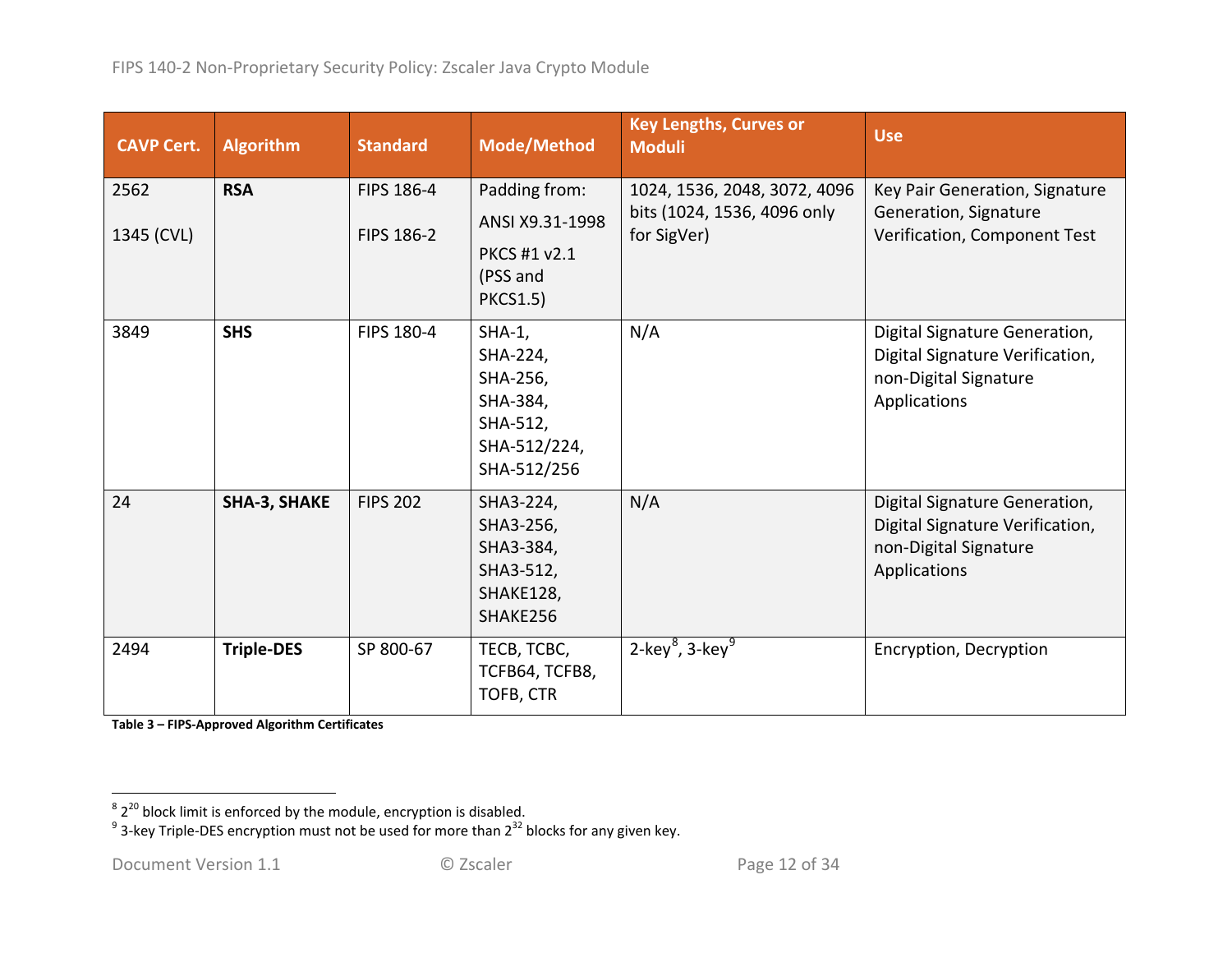| CAVP Cert. | Algorithm | Standard | Mode/Method | Key Lengths, Curves or Moduli | Use |
| --- | --- | --- | --- | --- | --- |
| 2562<br><br>1345 (CVL) | **RSA** | FIPS 186-4<br><br>FIPS 186-2 | Padding from:<br>ANSI X9.31-1998<br>PKCS #1 v2.1 (PSS and PKCS1.5) | 1024, 1536, 2048, 3072, 4096 bits (1024, 1536, 4096 only for SigVer) | Key Pair Generation, Signature Generation, Signature Verification, Component Test |
| 3849 | **SHS** | FIPS 180-4 | SHA-1, SHA-224, SHA-256, SHA-384, SHA-512, SHA-512/224, SHA-512/256 | N/A | Digital Signature Generation, Digital Signature Verification, non-Digital Signature Applications |
| 24 | **SHA-3, SHAKE** | FIPS 202 | SHA3-224, SHA3-256, SHA3-384, SHA3-512, SHAKE128, SHAKE256 | N/A | Digital Signature Generation, Digital Signature Verification, non-Digital Signature Applications |
| 2494 | **Triple-DES** | SP 800-67 | TECB, TCBC, TCFB64, TCFB8, TOFB, CTR | 2-key[8], 3-key[9] | Encryption, Decryption |

**Table 3 – FIPS-Approved Algorithm Certificates**

[8] $2^{20}$ block limit is enforced by the module, encryption is disabled.

[9] 3-key Triple-DES encryption must not be used for more than $2^{32}$ blocks for any given key.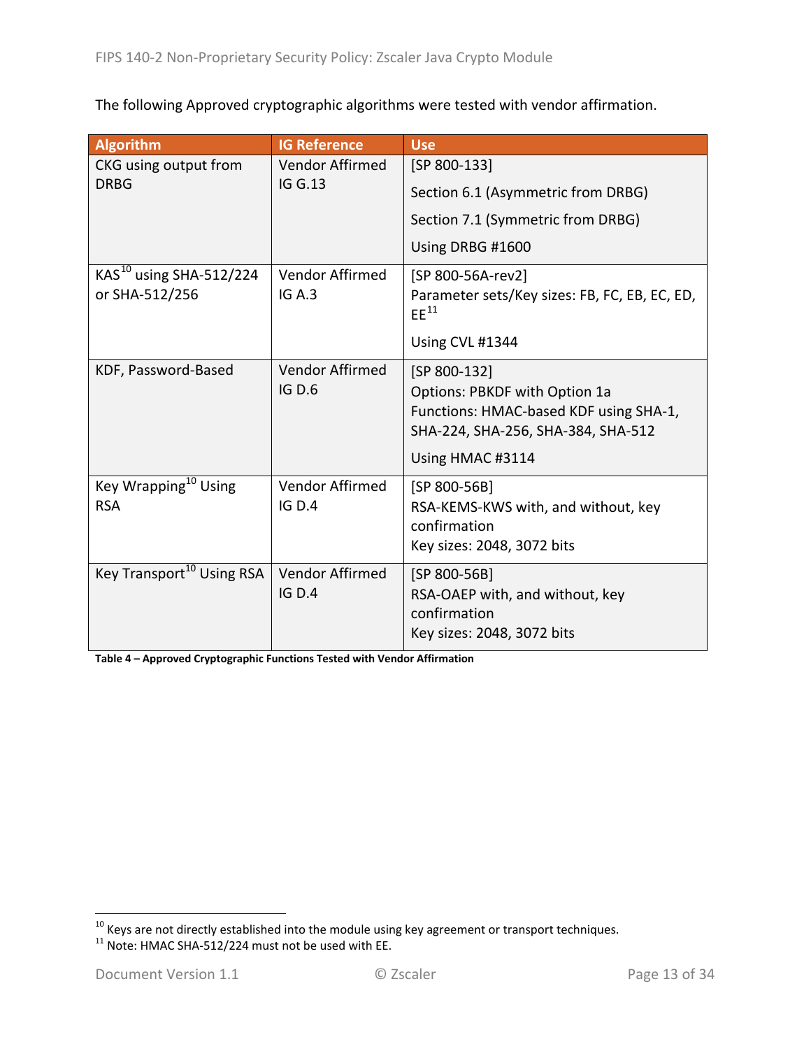The following Approved cryptographic algorithms were tested with vendor affirmation.

| Algorithm | IG Reference | Use |
|---|---|---|
| CKG using output from DRBG | Vendor Affirmed IG G.13 | [SP 800-133]<br>Section 6.1 (Asymmetric from DRBG)<br>Section 7.1 (Symmetric from DRBG)<br>Using DRBG #1600 |
| KAS[10] using SHA-512/224 or SHA-512/256 | Vendor Affirmed IG A.3 | [SP 800-56A-rev2]<br>Parameter sets/Key sizes: FB, FC, EB, EC, ED, EE[11]<br>Using CVL #1344 |
| KDF, Password-Based | Vendor Affirmed IG D.6 | [SP 800-132]<br>Options: PBKDF with Option 1a<br>Functions: HMAC-based KDF using SHA-1, SHA-224, SHA-256, SHA-384, SHA-512<br>Using HMAC #3114 |
| Key Wrapping[10] Using RSA | Vendor Affirmed IG D.4 | [SP 800-56B]<br>RSA-KEMS-KWS with, and without, key confirmation<br>Key sizes: 2048, 3072 bits |
| Key Transport[10] Using RSA | Vendor Affirmed IG D.4 | [SP 800-56B]<br>RSA-OAEP with, and without, key confirmation<br>Key sizes: 2048, 3072 bits |

**Table 4 – Approved Cryptographic Functions Tested with Vendor Affirmation**

[10] Keys are not directly established into the module using key agreement or transport techniques.
[11] Note: HMAC SHA-512/224 must not be used with EE.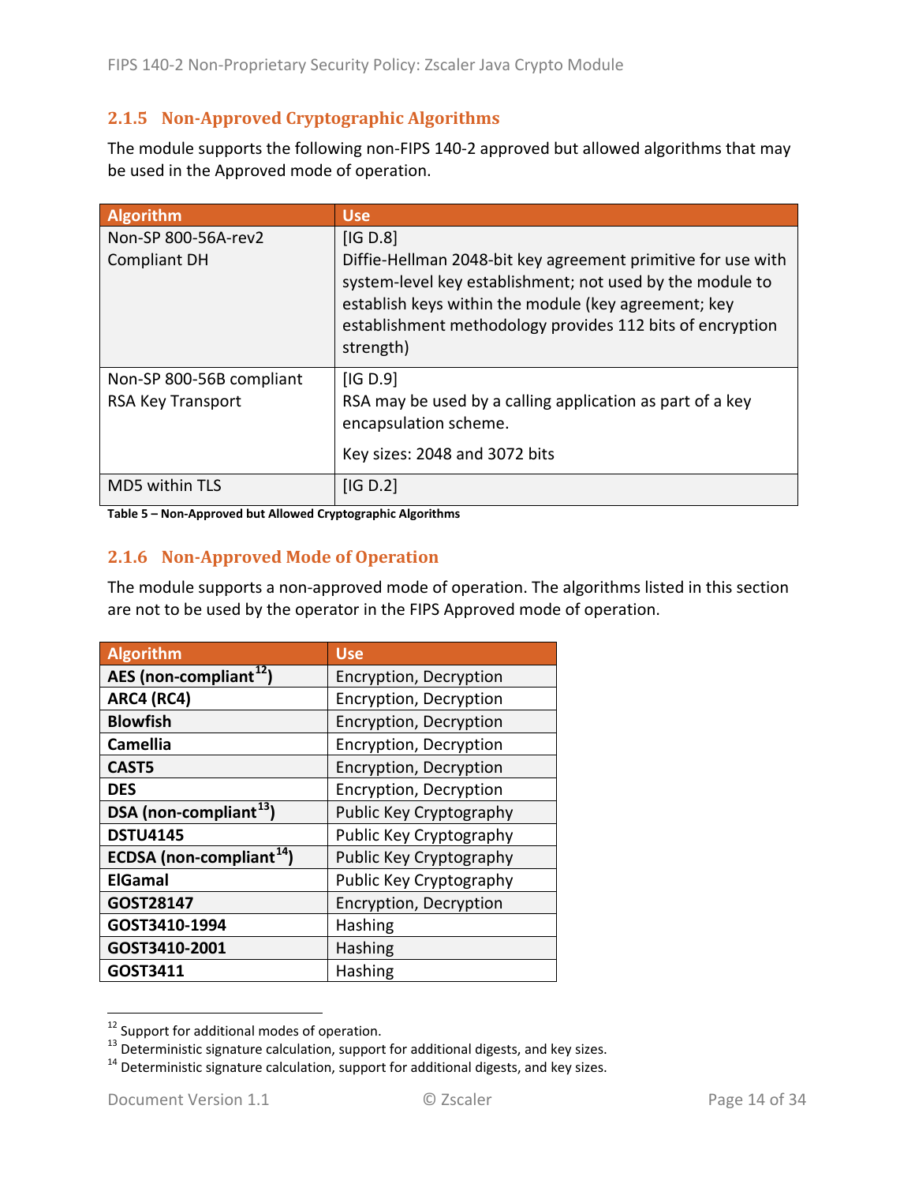### 2.1.5 Non-Approved Cryptographic Algorithms

The module supports the following non-FIPS 140-2 approved but allowed algorithms that may be used in the Approved mode of operation.

| Algorithm | Use |
|---|---|
| Non-SP 800-56A-rev2 Compliant DH | [IG D.8]<br>Diffie-Hellman 2048-bit key agreement primitive for use with system-level key establishment; not used by the module to establish keys within the module (key agreement; key establishment methodology provides 112 bits of encryption strength) |
| Non-SP 800-56B compliant RSA Key Transport | [IG D.9]<br>RSA may be used by a calling application as part of a key encapsulation scheme.<br>Key sizes: 2048 and 3072 bits |
| MD5 within TLS | [IG D.2] |

**Table 5 – Non-Approved but Allowed Cryptographic Algorithms**

### 2.1.6 Non-Approved Mode of Operation

The module supports a non-approved mode of operation. The algorithms listed in this section are not to be used by the operator in the FIPS Approved mode of operation.

| Algorithm | Use |
|---|---|
| **AES (non-compliant[12])** | Encryption, Decryption |
| **ARC4 (RC4)** | Encryption, Decryption |
| **Blowfish** | Encryption, Decryption |
| **Camellia** | Encryption, Decryption |
| **CAST5** | Encryption, Decryption |
| **DES** | Encryption, Decryption |
| **DSA (non-compliant[13])** | Public Key Cryptography |
| **DSTU4145** | Public Key Cryptography |
| **ECDSA (non-compliant[14])** | Public Key Cryptography |
| **ElGamal** | Public Key Cryptography |
| **GOST28147** | Encryption, Decryption |
| **GOST3410-1994** | Hashing |
| **GOST3410-2001** | Hashing |
| **GOST3411** | Hashing |

[12] Support for additional modes of operation.
[13] Deterministic signature calculation, support for additional digests, and key sizes.
[14] Deterministic signature calculation, support for additional digests, and key sizes.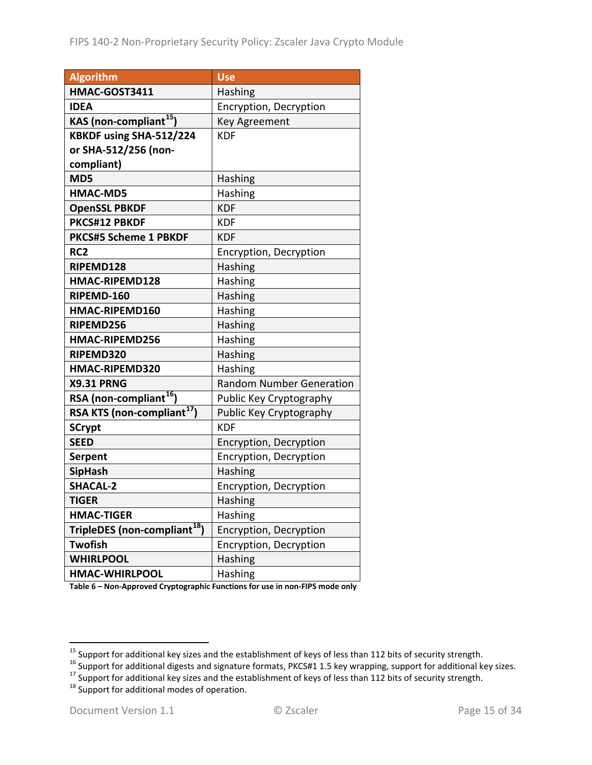| Algorithm | Use |
|---|---|
| **HMAC-GOST3411** | Hashing |
| **IDEA** | Encryption, Decryption |
| **KAS (non-compliant[15])** | Key Agreement |
| **KBKDF using SHA-512/224 or SHA-512/256 (non-compliant)** | KDF |
| **MD5** | Hashing |
| **HMAC-MD5** | Hashing |
| **OpenSSL PBKDF** | KDF |
| **PKCS#12 PBKDF** | KDF |
| **PKCS#5 Scheme 1 PBKDF** | KDF |
| **RC2** | Encryption, Decryption |
| **RIPEMD128** | Hashing |
| **HMAC-RIPEMD128** | Hashing |
| **RIPEMD-160** | Hashing |
| **HMAC-RIPEMD160** | Hashing |
| **RIPEMD256** | Hashing |
| **HMAC-RIPEMD256** | Hashing |
| **RIPEMD320** | Hashing |
| **HMAC-RIPEMD320** | Hashing |
| **X9.31 PRNG** | Random Number Generation |
| **RSA (non-compliant[16])** | Public Key Cryptography |
| **RSA KTS (non-compliant[17])** | Public Key Cryptography |
| **SCrypt** | KDF |
| **SEED** | Encryption, Decryption |
| **Serpent** | Encryption, Decryption |
| **SipHash** | Hashing |
| **SHACAL-2** | Encryption, Decryption |
| **TIGER** | Hashing |
| **HMAC-TIGER** | Hashing |
| **TripleDES (non-compliant[18])** | Encryption, Decryption |
| **Twofish** | Encryption, Decryption |
| **WHIRLPOOL** | Hashing |
| **HMAC-WHIRLPOOL** | Hashing |

**Table 6 – Non-Approved Cryptographic Functions for use in non-FIPS mode only**

---

[15] Support for additional key sizes and the establishment of keys of less than 112 bits of security strength.
[16] Support for additional digests and signature formats, PKCS#1 1.5 key wrapping, support for additional key sizes.
[17] Support for additional key sizes and the establishment of keys of less than 112 bits of security strength.
[18] Support for additional modes of operation.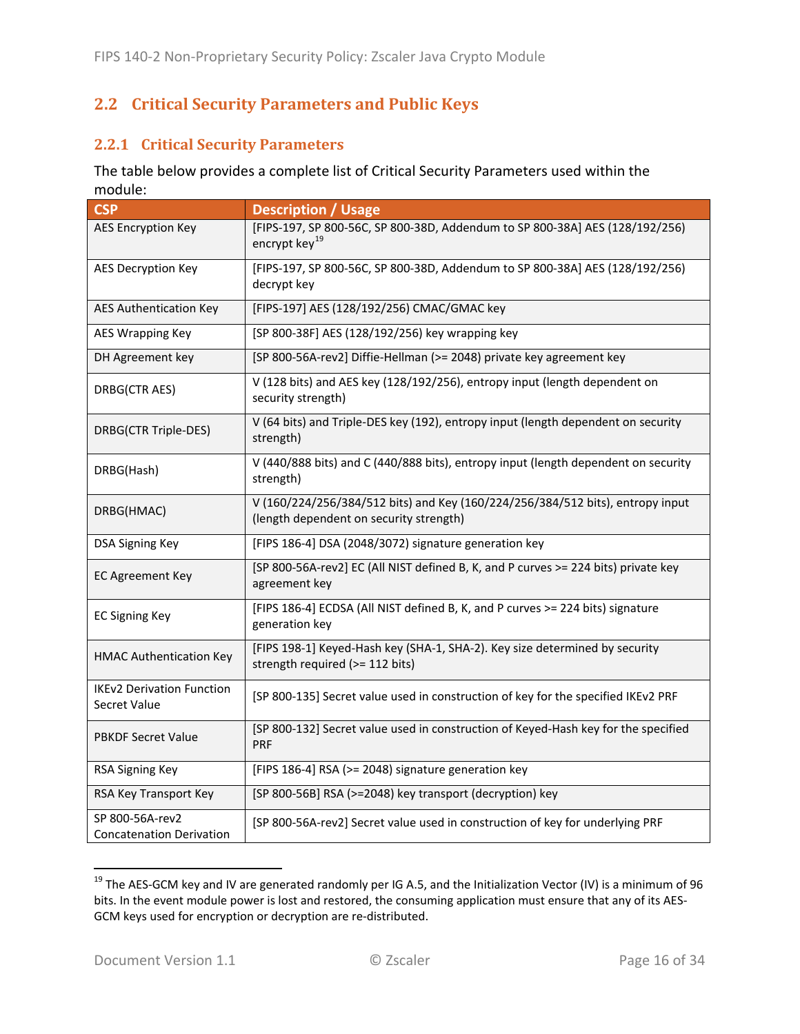## 2.2 Critical Security Parameters and Public Keys

### 2.2.1 Critical Security Parameters

The table below provides a complete list of Critical Security Parameters used within the module:

| CSP | Description / Usage |
|---|---|
| AES Encryption Key | [FIPS-197, SP 800-56C, SP 800-38D, Addendum to SP 800-38A] AES (128/192/256) encrypt key[19] |
| AES Decryption Key | [FIPS-197, SP 800-56C, SP 800-38D, Addendum to SP 800-38A] AES (128/192/256) decrypt key |
| AES Authentication Key | [FIPS-197] AES (128/192/256) CMAC/GMAC key |
| AES Wrapping Key | [SP 800-38F] AES (128/192/256) key wrapping key |
| DH Agreement key | [SP 800-56A-rev2] Diffie-Hellman (>= 2048) private key agreement key |
| DRBG(CTR AES) | V (128 bits) and AES key (128/192/256), entropy input (length dependent on security strength) |
| DRBG(CTR Triple-DES) | V (64 bits) and Triple-DES key (192), entropy input (length dependent on security strength) |
| DRBG(Hash) | V (440/888 bits) and C (440/888 bits), entropy input (length dependent on security strength) |
| DRBG(HMAC) | V (160/224/256/384/512 bits) and Key (160/224/256/384/512 bits), entropy input (length dependent on security strength) |
| DSA Signing Key | [FIPS 186-4] DSA (2048/3072) signature generation key |
| EC Agreement Key | [SP 800-56A-rev2] EC (All NIST defined B, K, and P curves >= 224 bits) private key agreement key |
| EC Signing Key | [FIPS 186-4] ECDSA (All NIST defined B, K, and P curves >= 224 bits) signature generation key |
| HMAC Authentication Key | [FIPS 198-1] Keyed-Hash key (SHA-1, SHA-2). Key size determined by security strength required (>= 112 bits) |
| IKEv2 Derivation Function Secret Value | [SP 800-135] Secret value used in construction of key for the specified IKEv2 PRF |
| PBKDF Secret Value | [SP 800-132] Secret value used in construction of Keyed-Hash key for the specified PRF |
| RSA Signing Key | [FIPS 186-4] RSA (>= 2048) signature generation key |
| RSA Key Transport Key | [SP 800-56B] RSA (>=2048) key transport (decryption) key |
| SP 800-56A-rev2 Concatenation Derivation | [SP 800-56A-rev2] Secret value used in construction of key for underlying PRF |

[19] The AES-GCM key and IV are generated randomly per IG A.5, and the Initialization Vector (IV) is a minimum of 96 bits. In the event module power is lost and restored, the consuming application must ensure that any of its AES-GCM keys used for encryption or decryption are re-distributed.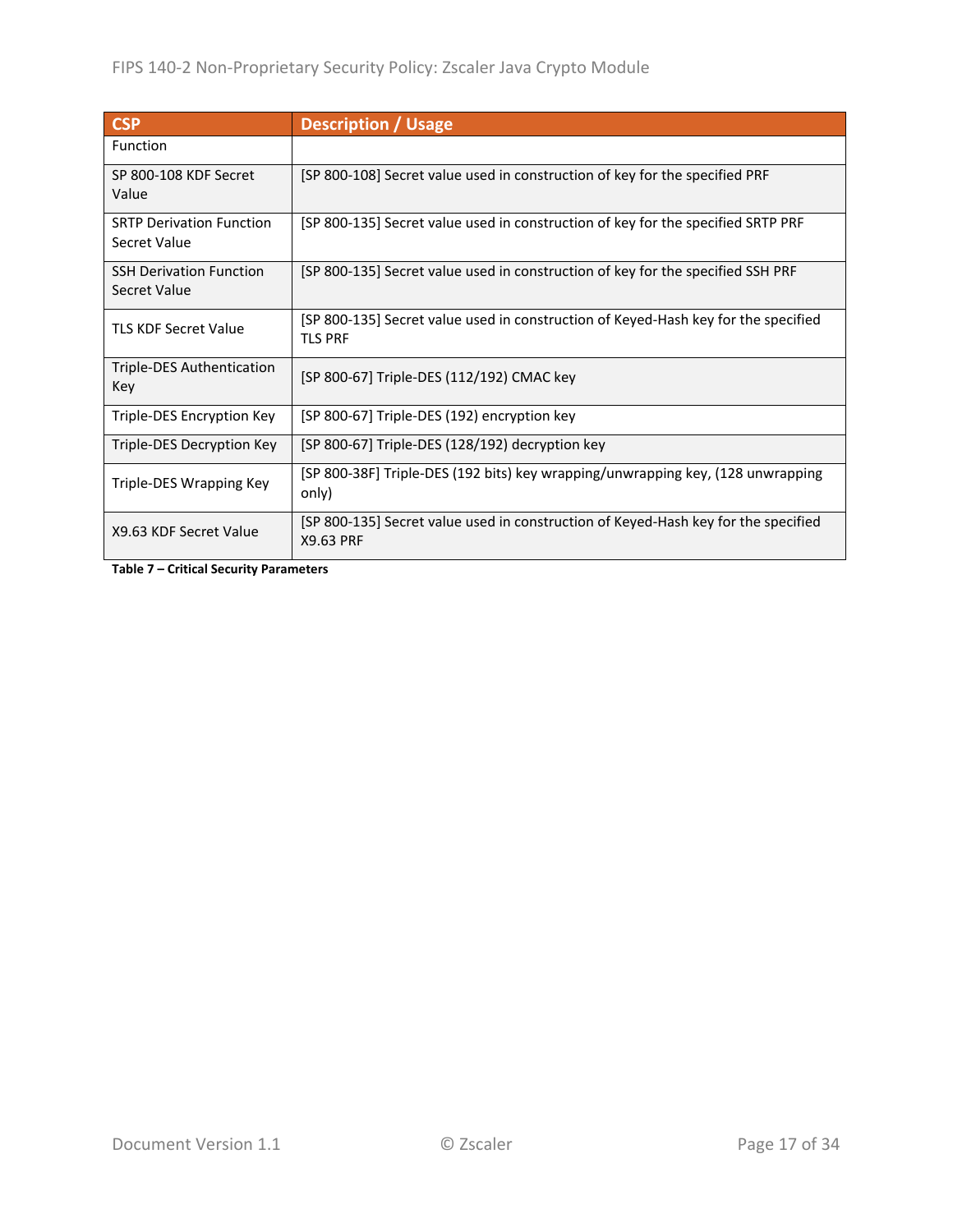| CSP | Description / Usage |
| --- | --- |
| Function | |
| SP 800-108 KDF Secret Value | [SP 800-108] Secret value used in construction of key for the specified PRF |
| SRTP Derivation Function Secret Value | [SP 800-135] Secret value used in construction of key for the specified SRTP PRF |
| SSH Derivation Function Secret Value | [SP 800-135] Secret value used in construction of key for the specified SSH PRF |
| TLS KDF Secret Value | [SP 800-135] Secret value used in construction of Keyed-Hash key for the specified TLS PRF |
| Triple-DES Authentication Key | [SP 800-67] Triple-DES (112/192) CMAC key |
| Triple-DES Encryption Key | [SP 800-67] Triple-DES (192) encryption key |
| Triple-DES Decryption Key | [SP 800-67] Triple-DES (128/192) decryption key |
| Triple-DES Wrapping Key | [SP 800-38F] Triple-DES (192 bits) key wrapping/unwrapping key, (128 unwrapping only) |
| X9.63 KDF Secret Value | [SP 800-135] Secret value used in construction of Keyed-Hash key for the specified X9.63 PRF |

**Table 7 – Critical Security Parameters**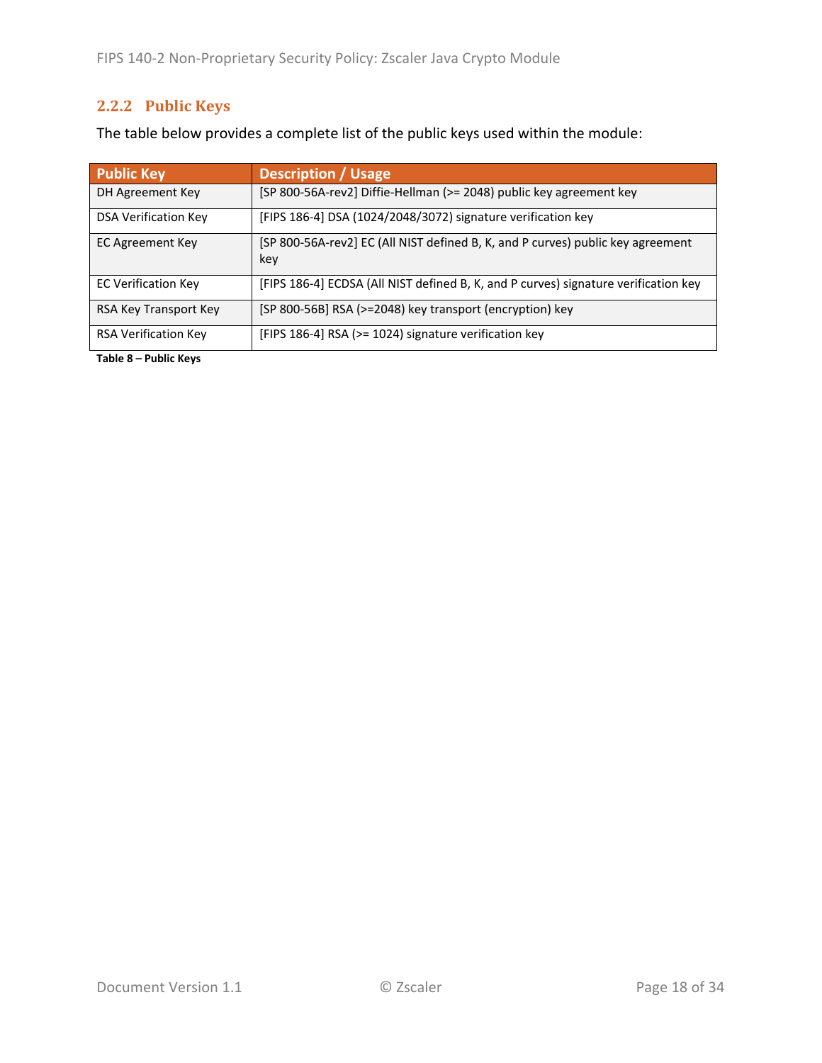### 2.2.2 Public Keys

The table below provides a complete list of the public keys used within the module:

| Public Key | Description / Usage |
|---|---|
| DH Agreement Key | [SP 800-56A-rev2] Diffie-Hellman (>= 2048) public key agreement key |
| DSA Verification Key | [FIPS 186-4] DSA (1024/2048/3072) signature verification key |
| EC Agreement Key | [SP 800-56A-rev2] EC (All NIST defined B, K, and P curves) public key agreement key |
| EC Verification Key | [FIPS 186-4] ECDSA (All NIST defined B, K, and P curves) signature verification key |
| RSA Key Transport Key | [SP 800-56B] RSA (>=2048) key transport (encryption) key |
| RSA Verification Key | [FIPS 186-4] RSA (>= 1024) signature verification key |

**Table 8 – Public Keys**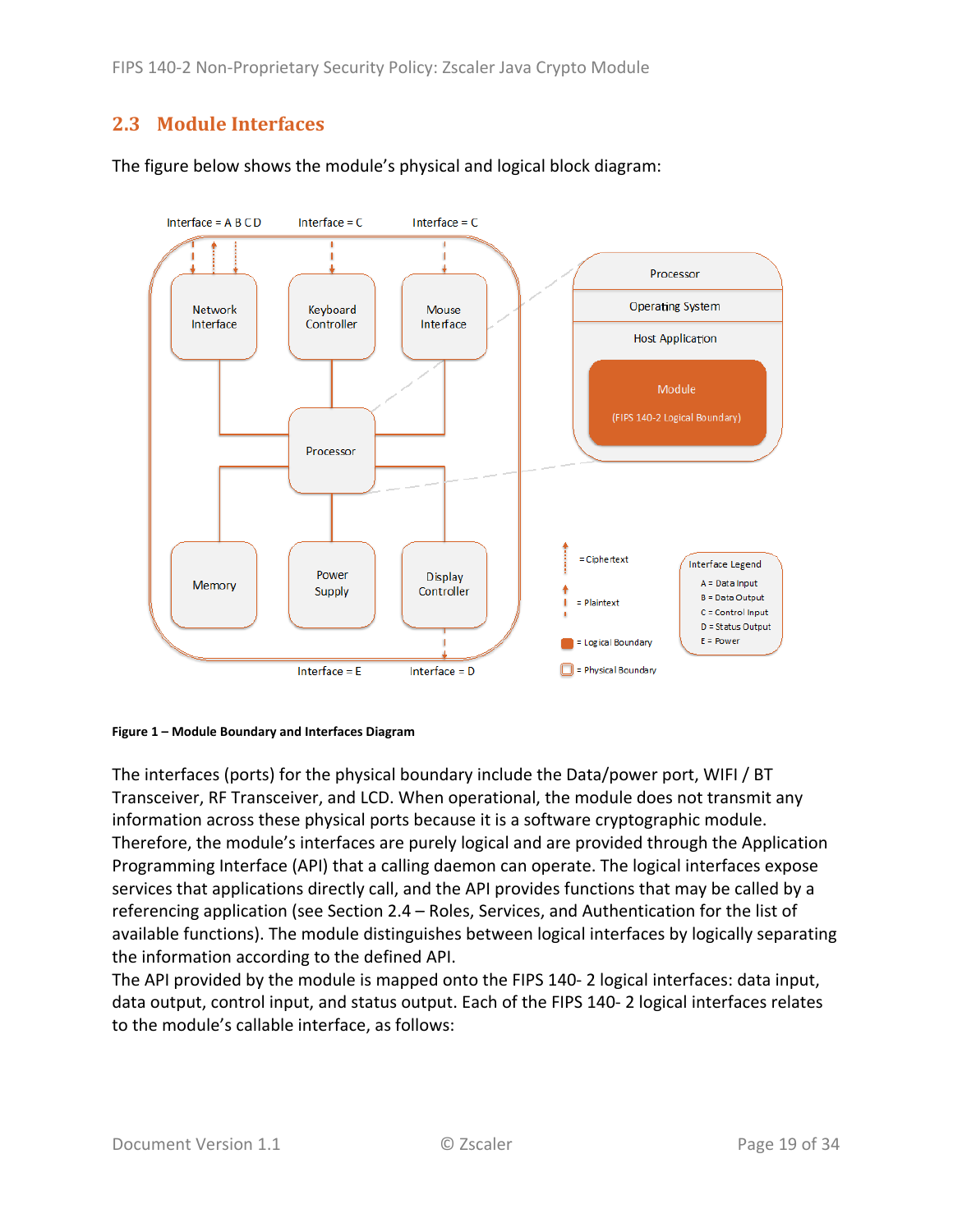## 2.3 Module Interfaces

The figure below shows the module's physical and logical block diagram:

**Figure 1 – Module Boundary and Interfaces Diagram**

The interfaces (ports) for the physical boundary include the Data/power port, WIFI / BT Transceiver, RF Transceiver, and LCD. When operational, the module does not transmit any information across these physical ports because it is a software cryptographic module. Therefore, the module's interfaces are purely logical and are provided through the Application Programming Interface (API) that a calling daemon can operate. The logical interfaces expose services that applications directly call, and the API provides functions that may be called by a referencing application (see Section 2.4 – Roles, Services, and Authentication for the list of available functions). The module distinguishes between logical interfaces by logically separating the information according to the defined API.

The API provided by the module is mapped onto the FIPS 140- 2 logical interfaces: data input, data output, control input, and status output. Each of the FIPS 140- 2 logical interfaces relates to the module's callable interface, as follows: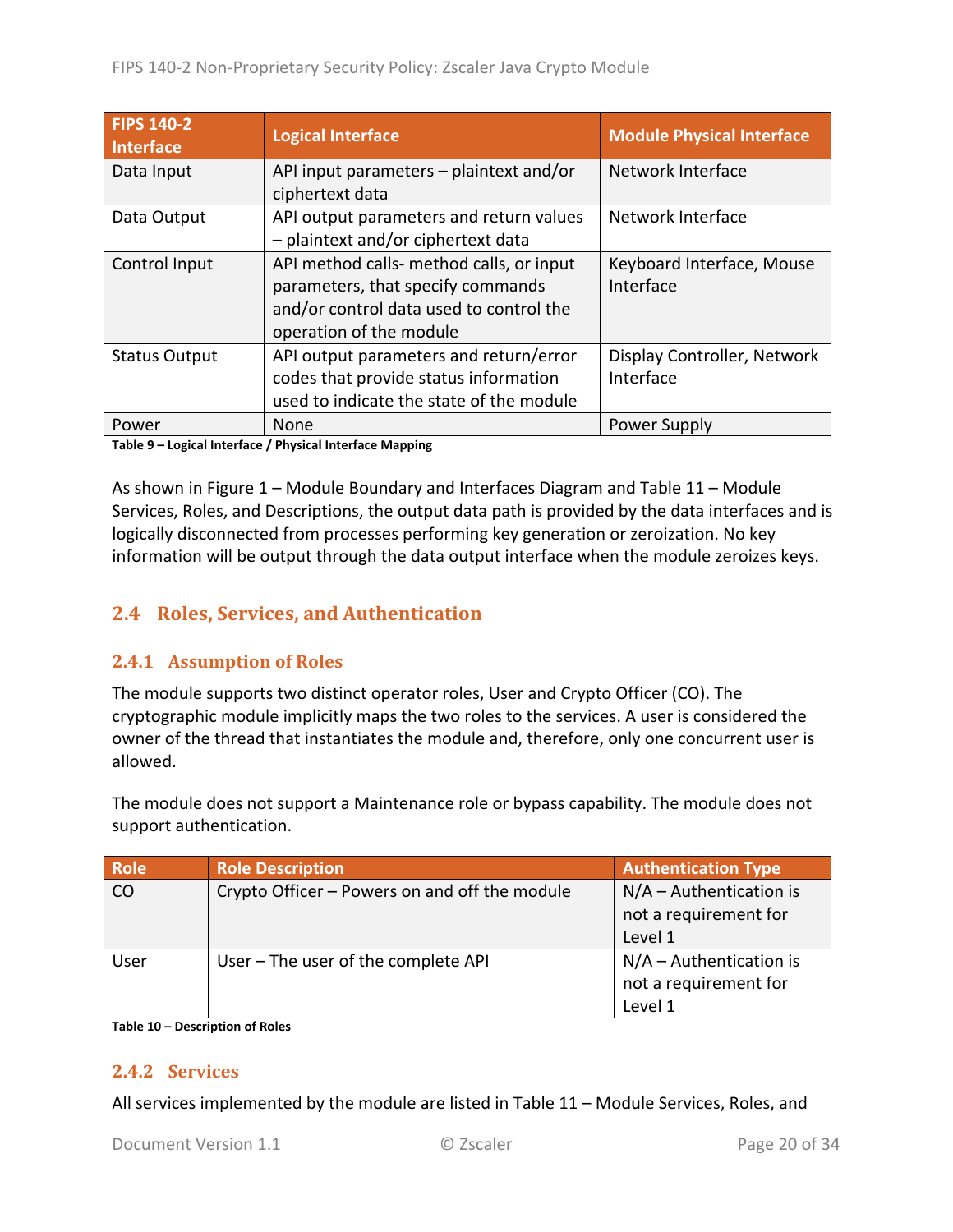| FIPS 140-2 Interface | Logical Interface | Module Physical Interface |
|---|---|---|
| Data Input | API input parameters – plaintext and/or ciphertext data | Network Interface |
| Data Output | API output parameters and return values – plaintext and/or ciphertext data | Network Interface |
| Control Input | API method calls- method calls, or input parameters, that specify commands and/or control data used to control the operation of the module | Keyboard Interface, Mouse Interface |
| Status Output | API output parameters and return/error codes that provide status information used to indicate the state of the module | Display Controller, Network Interface |
| Power | None | Power Supply |

**Table 9 – Logical Interface / Physical Interface Mapping**

As shown in Figure 1 – Module Boundary and Interfaces Diagram and Table 11 – Module Services, Roles, and Descriptions, the output data path is provided by the data interfaces and is logically disconnected from processes performing key generation or zeroization. No key information will be output through the data output interface when the module zeroizes keys.

## 2.4 Roles, Services, and Authentication

### 2.4.1 Assumption of Roles

The module supports two distinct operator roles, User and Crypto Officer (CO). The cryptographic module implicitly maps the two roles to the services. A user is considered the owner of the thread that instantiates the module and, therefore, only one concurrent user is allowed.

The module does not support a Maintenance role or bypass capability. The module does not support authentication.

| Role | Role Description | Authentication Type |
|---|---|---|
| CO | Crypto Officer – Powers on and off the module | N/A – Authentication is not a requirement for Level 1 |
| User | User – The user of the complete API | N/A – Authentication is not a requirement for Level 1 |

**Table 10 – Description of Roles**

### 2.4.2 Services

All services implemented by the module are listed in Table 11 – Module Services, Roles, and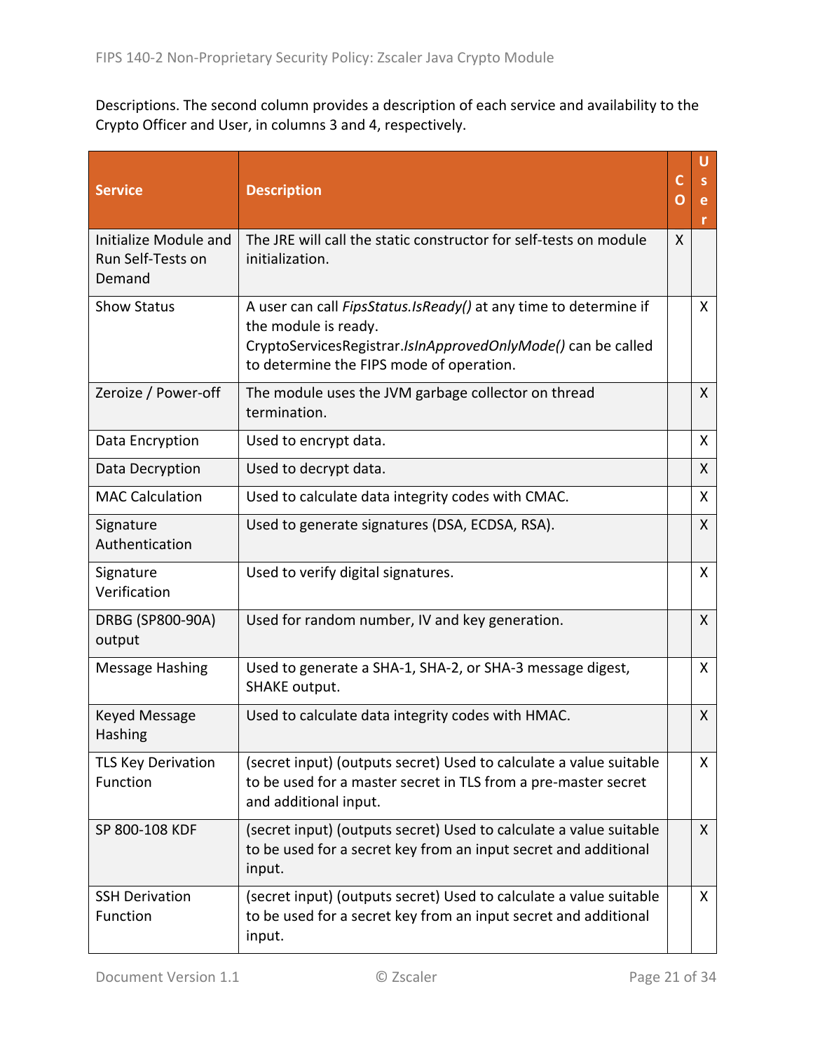Descriptions. The second column provides a description of each service and availability to the Crypto Officer and User, in columns 3 and 4, respectively.

| Service | Description | CO | User |
|---|---|---|---|
| Initialize Module and Run Self-Tests on Demand | The JRE will call the static constructor for self-tests on module initialization. | X | |
| Show Status | A user can call *FipsStatus.IsReady()* at any time to determine if the module is ready. CryptoServicesRegistrar.*IsInApprovedOnlyMode()* can be called to determine the FIPS mode of operation. | | X |
| Zeroize / Power-off | The module uses the JVM garbage collector on thread termination. | | X |
| Data Encryption | Used to encrypt data. | | X |
| Data Decryption | Used to decrypt data. | | X |
| MAC Calculation | Used to calculate data integrity codes with CMAC. | | X |
| Signature Authentication | Used to generate signatures (DSA, ECDSA, RSA). | | X |
| Signature Verification | Used to verify digital signatures. | | X |
| DRBG (SP800-90A) output | Used for random number, IV and key generation. | | X |
| Message Hashing | Used to generate a SHA-1, SHA-2, or SHA-3 message digest, SHAKE output. | | X |
| Keyed Message Hashing | Used to calculate data integrity codes with HMAC. | | X |
| TLS Key Derivation Function | (secret input) (outputs secret) Used to calculate a value suitable to be used for a master secret in TLS from a pre-master secret and additional input. | | X |
| SP 800-108 KDF | (secret input) (outputs secret) Used to calculate a value suitable to be used for a secret key from an input secret and additional input. | | X |
| SSH Derivation Function | (secret input) (outputs secret) Used to calculate a value suitable to be used for a secret key from an input secret and additional input. | | X |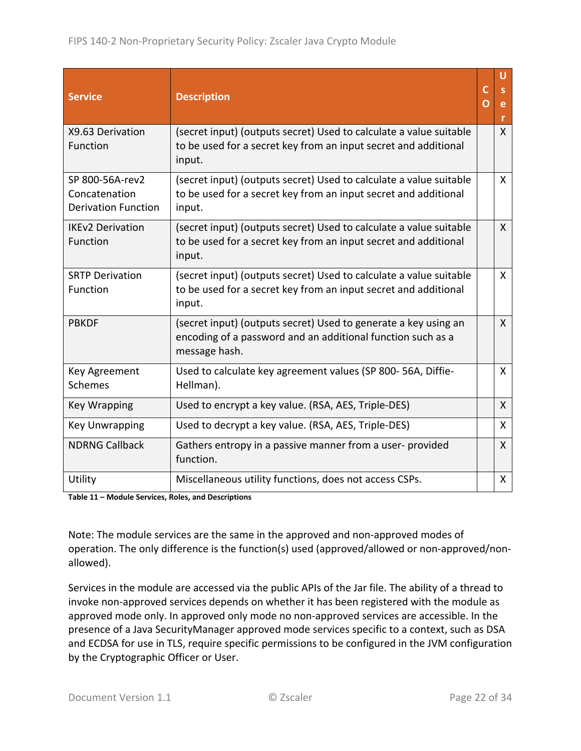| Service | Description | CO | User |
|---|---|---|---|
| X9.63 Derivation Function | (secret input) (outputs secret) Used to calculate a value suitable to be used for a secret key from an input secret and additional input. | | X |
| SP 800-56A-rev2 Concatenation Derivation Function | (secret input) (outputs secret) Used to calculate a value suitable to be used for a secret key from an input secret and additional input. | | X |
| IKEv2 Derivation Function | (secret input) (outputs secret) Used to calculate a value suitable to be used for a secret key from an input secret and additional input. | | X |
| SRTP Derivation Function | (secret input) (outputs secret) Used to calculate a value suitable to be used for a secret key from an input secret and additional input. | | X |
| PBKDF | (secret input) (outputs secret) Used to generate a key using an encoding of a password and an additional function such as a message hash. | | X |
| Key Agreement Schemes | Used to calculate key agreement values (SP 800- 56A, Diffie-Hellman). | | X |
| Key Wrapping | Used to encrypt a key value. (RSA, AES, Triple-DES) | | X |
| Key Unwrapping | Used to decrypt a key value. (RSA, AES, Triple-DES) | | X |
| NDRNG Callback | Gathers entropy in a passive manner from a user- provided function. | | X |
| Utility | Miscellaneous utility functions, does not access CSPs. | | X |

**Table 11 – Module Services, Roles, and Descriptions**

Note: The module services are the same in the approved and non-approved modes of operation. The only difference is the function(s) used (approved/allowed or non-approved/non-allowed).

Services in the module are accessed via the public APIs of the Jar file. The ability of a thread to invoke non-approved services depends on whether it has been registered with the module as approved mode only. In approved only mode no non-approved services are accessible. In the presence of a Java SecurityManager approved mode services specific to a context, such as DSA and ECDSA for use in TLS, require specific permissions to be configured in the JVM configuration by the Cryptographic Officer or User.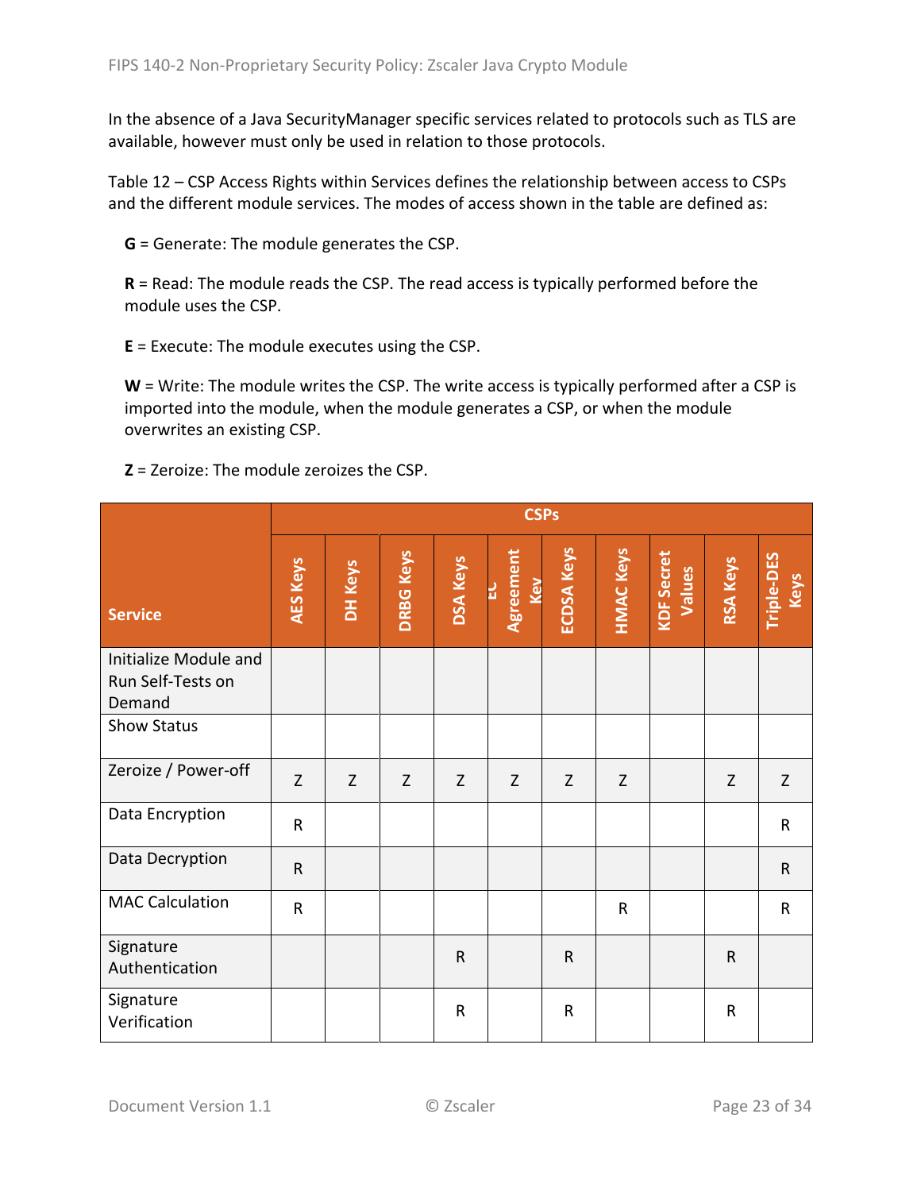In the absence of a Java SecurityManager specific services related to protocols such as TLS are available, however must only be used in relation to those protocols.

Table 12 – CSP Access Rights within Services defines the relationship between access to CSPs and the different module services. The modes of access shown in the table are defined as:

**G** = Generate: The module generates the CSP.

**R** = Read: The module reads the CSP. The read access is typically performed before the module uses the CSP.

**E** = Execute: The module executes using the CSP.

**W** = Write: The module writes the CSP. The write access is typically performed after a CSP is imported into the module, when the module generates a CSP, or when the module overwrites an existing CSP.

**Z** = Zeroize: The module zeroizes the CSP.

| Service | CSPs | | | | | | | | | |
|---|---|---|---|---|---|---|---|---|---|---|
| | AES Keys | DH Keys | DRBG Keys | DSA Keys | EC Agreement Key | ECDSA Keys | HMAC Keys | KDF Secret Values | RSA Keys | Triple-DES Keys |
| Initialize Module and Run Self-Tests on Demand | | | | | | | | | | |
| Show Status | | | | | | | | | | |
| Zeroize / Power-off | Z | Z | Z | Z | Z | Z | Z | | Z | Z |
| Data Encryption | R | | | | | | | | | R |
| Data Decryption | R | | | | | | | | | R |
| MAC Calculation | R | | | | | | R | | | R |
| Signature Authentication | | | | R | | R | | | R | |
| Signature Verification | | | | R | | R | | | R | |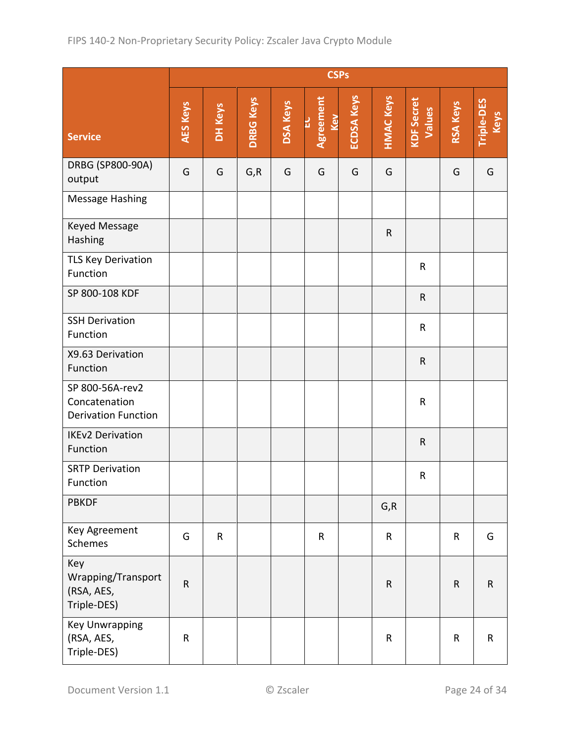| Service | CSPs | | | | | | | | | |
|---|---|---|---|---|---|---|---|---|---|---|
| | AES Keys | DH Keys | DRBG Keys | DSA Keys | EC Agreement Key | ECDSA Keys | HMAC Keys | KDF Secret Values | RSA Keys | Triple-DES Keys |
| DRBG (SP800-90A) output | G | G | G,R | G | G | G | G | | G | G |
| Message Hashing | | | | | | | | | | |
| Keyed Message Hashing | | | | | | | R | | | |
| TLS Key Derivation Function | | | | | | | | R | | |
| SP 800-108 KDF | | | | | | | | R | | |
| SSH Derivation Function | | | | | | | | R | | |
| X9.63 Derivation Function | | | | | | | | R | | |
| SP 800-56A-rev2 Concatenation Derivation Function | | | | | | | | R | | |
| IKEv2 Derivation Function | | | | | | | | R | | |
| SRTP Derivation Function | | | | | | | | R | | |
| PBKDF | | | | | | | G,R | | | |
| Key Agreement Schemes | G | R | | | R | | R | | R | G |
| Key Wrapping/Transport (RSA, AES, Triple-DES) | R | | | | | | R | | R | R |
| Key Unwrapping (RSA, AES, Triple-DES) | R | | | | | | R | | R | R |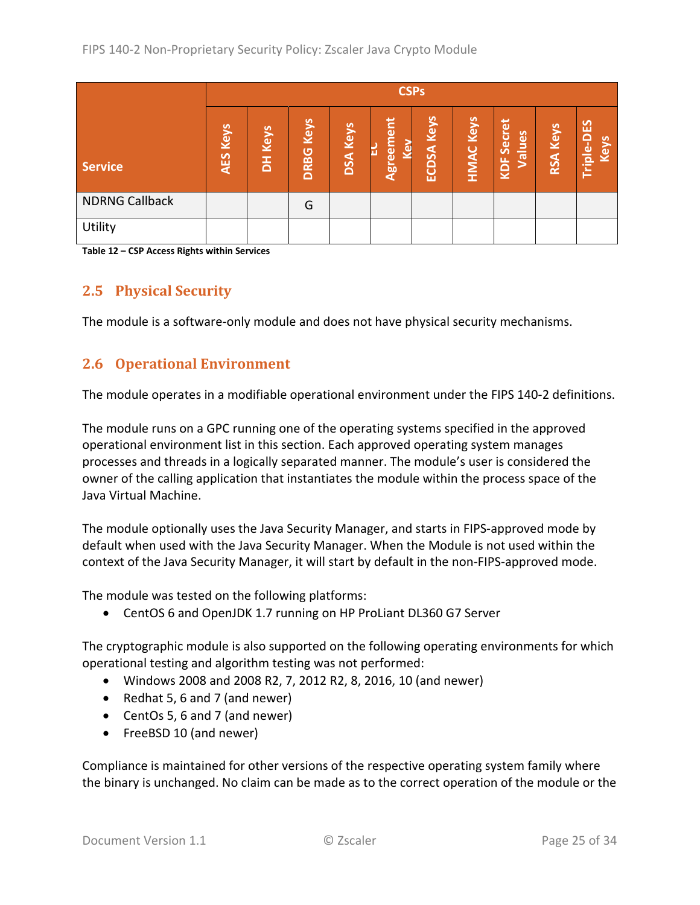| Service | CSPs | | | | | | | | | |
|---|---|---|---|---|---|---|---|---|---|---|
| | AES Keys | DH Keys | DRBG Keys | DSA Keys | EC Agreement Key | ECDSA Keys | HMAC Keys | KDF Secret Values | RSA Keys | Triple-DES Keys |
| NDRNG Callback | | | G | | | | | | | |
| Utility | | | | | | | | | | |

**Table 12 – CSP Access Rights within Services**

## 2.5 Physical Security

The module is a software-only module and does not have physical security mechanisms.

## 2.6 Operational Environment

The module operates in a modifiable operational environment under the FIPS 140-2 definitions.

The module runs on a GPC running one of the operating systems specified in the approved operational environment list in this section. Each approved operating system manages processes and threads in a logically separated manner. The module's user is considered the owner of the calling application that instantiates the module within the process space of the Java Virtual Machine.

The module optionally uses the Java Security Manager, and starts in FIPS-approved mode by default when used with the Java Security Manager. When the Module is not used within the context of the Java Security Manager, it will start by default in the non-FIPS-approved mode.

The module was tested on the following platforms:

- CentOS 6 and OpenJDK 1.7 running on HP ProLiant DL360 G7 Server

The cryptographic module is also supported on the following operating environments for which operational testing and algorithm testing was not performed:

- Windows 2008 and 2008 R2, 7, 2012 R2, 8, 2016, 10 (and newer)
- Redhat 5, 6 and 7 (and newer)
- CentOs 5, 6 and 7 (and newer)
- FreeBSD 10 (and newer)

Compliance is maintained for other versions of the respective operating system family where the binary is unchanged. No claim can be made as to the correct operation of the module or the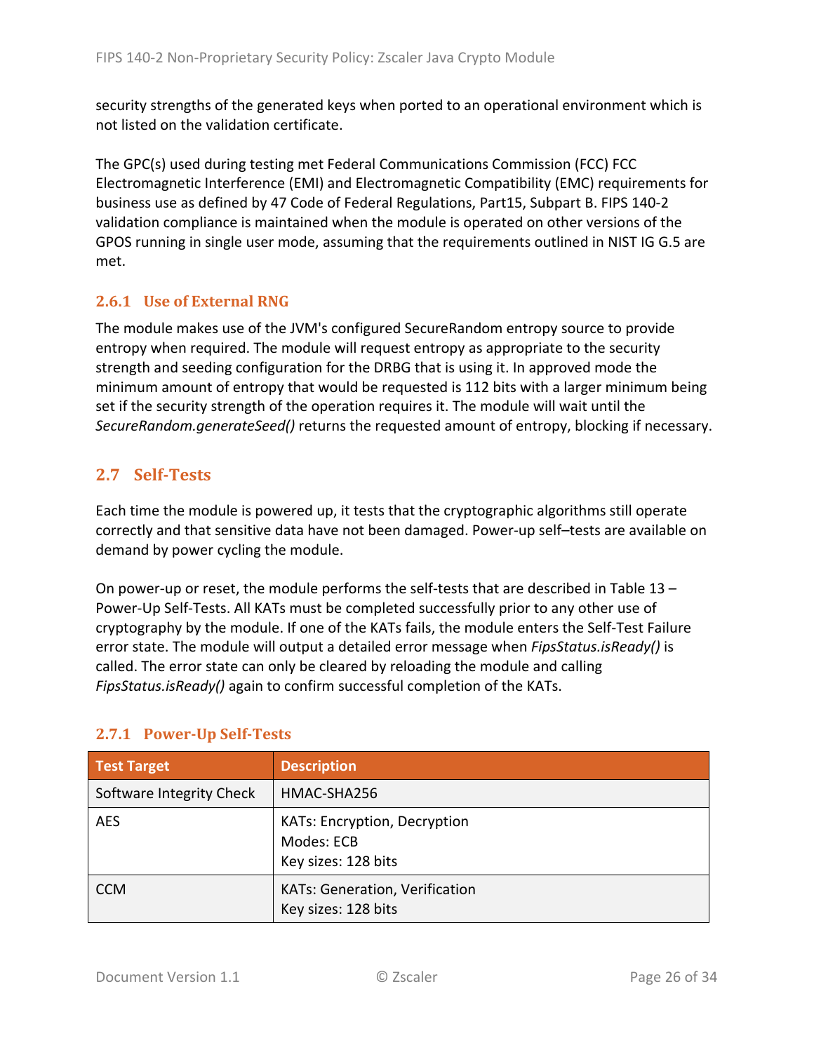security strengths of the generated keys when ported to an operational environment which is not listed on the validation certificate.

The GPC(s) used during testing met Federal Communications Commission (FCC) FCC Electromagnetic Interference (EMI) and Electromagnetic Compatibility (EMC) requirements for business use as defined by 47 Code of Federal Regulations, Part15, Subpart B. FIPS 140-2 validation compliance is maintained when the module is operated on other versions of the GPOS running in single user mode, assuming that the requirements outlined in NIST IG G.5 are met.

### 2.6.1 Use of External RNG

The module makes use of the JVM's configured SecureRandom entropy source to provide entropy when required. The module will request entropy as appropriate to the security strength and seeding configuration for the DRBG that is using it. In approved mode the minimum amount of entropy that would be requested is 112 bits with a larger minimum being set if the security strength of the operation requires it. The module will wait until the *SecureRandom.generateSeed()* returns the requested amount of entropy, blocking if necessary.

## 2.7 Self-Tests

Each time the module is powered up, it tests that the cryptographic algorithms still operate correctly and that sensitive data have not been damaged. Power-up self–tests are available on demand by power cycling the module.

On power-up or reset, the module performs the self-tests that are described in Table 13 – Power-Up Self-Tests. All KATs must be completed successfully prior to any other use of cryptography by the module. If one of the KATs fails, the module enters the Self-Test Failure error state. The module will output a detailed error message when *FipsStatus.isReady()* is called. The error state can only be cleared by reloading the module and calling *FipsStatus.isReady()* again to confirm successful completion of the KATs.

### 2.7.1 Power-Up Self-Tests

| Test Target | Description |
|---|---|
| Software Integrity Check | HMAC-SHA256 |
| AES | KATs: Encryption, Decryption<br>Modes: ECB<br>Key sizes: 128 bits |
| CCM | KATs: Generation, Verification<br>Key sizes: 128 bits |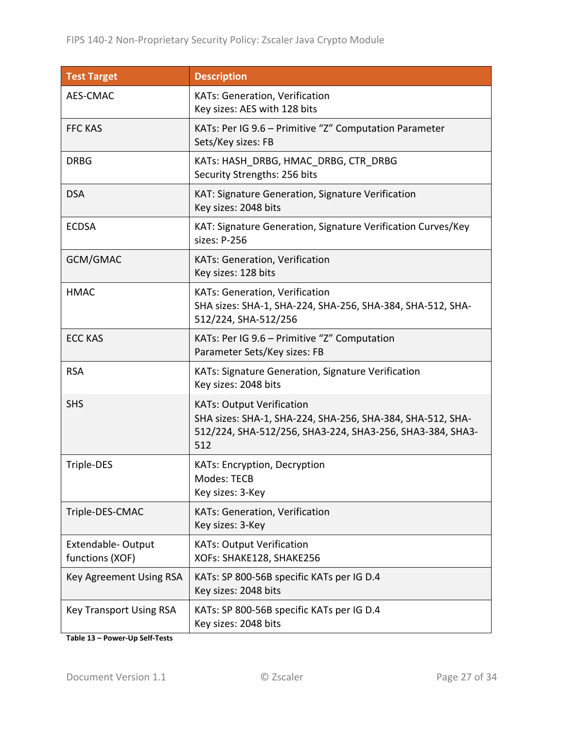| Test Target | Description |
|---|---|
| AES-CMAC | KATs: Generation, Verification<br>Key sizes: AES with 128 bits |
| FFC KAS | KATs: Per IG 9.6 – Primitive "Z" Computation Parameter Sets/Key sizes: FB |
| DRBG | KATs: HASH_DRBG, HMAC_DRBG, CTR_DRBG<br>Security Strengths: 256 bits |
| DSA | KAT: Signature Generation, Signature Verification<br>Key sizes: 2048 bits |
| ECDSA | KAT: Signature Generation, Signature Verification Curves/Key sizes: P-256 |
| GCM/GMAC | KATs: Generation, Verification<br>Key sizes: 128 bits |
| HMAC | KATs: Generation, Verification<br>SHA sizes: SHA-1, SHA-224, SHA-256, SHA-384, SHA-512, SHA-512/224, SHA-512/256 |
| ECC KAS | KATs: Per IG 9.6 – Primitive "Z" Computation<br>Parameter Sets/Key sizes: FB |
| RSA | KATs: Signature Generation, Signature Verification<br>Key sizes: 2048 bits |
| SHS | KATs: Output Verification<br>SHA sizes: SHA-1, SHA-224, SHA-256, SHA-384, SHA-512, SHA-512/224, SHA-512/256, SHA3-224, SHA3-256, SHA3-384, SHA3-512 |
| Triple-DES | KATs: Encryption, Decryption<br>Modes: TECB<br>Key sizes: 3-Key |
| Triple-DES-CMAC | KATs: Generation, Verification<br>Key sizes: 3-Key |
| Extendable- Output functions (XOF) | KATs: Output Verification<br>XOFs: SHAKE128, SHAKE256 |
| Key Agreement Using RSA | KATs: SP 800-56B specific KATs per IG D.4<br>Key sizes: 2048 bits |
| Key Transport Using RSA | KATs: SP 800-56B specific KATs per IG D.4<br>Key sizes: 2048 bits |

**Table 13 – Power-Up Self-Tests**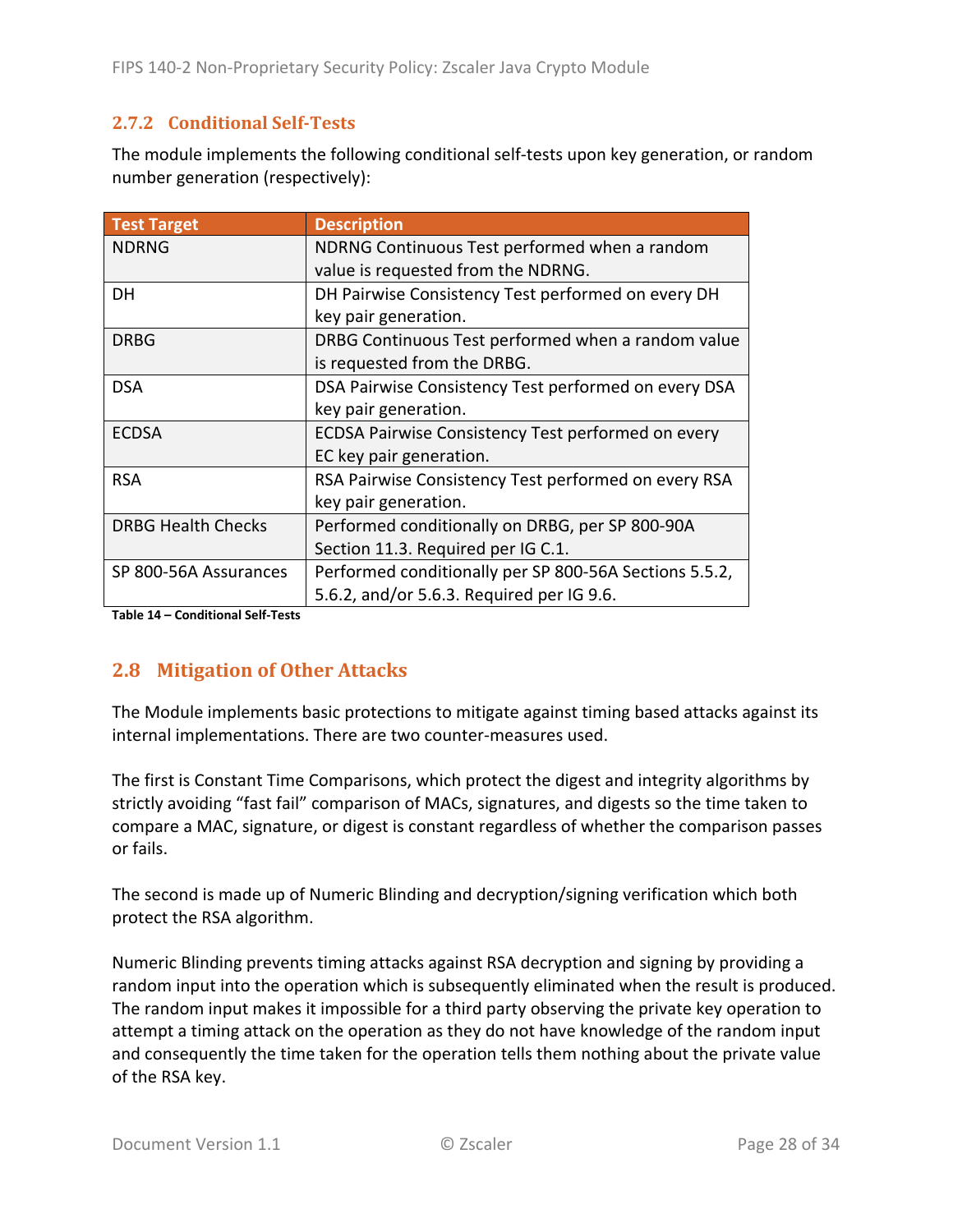### 2.7.2 Conditional Self-Tests

The module implements the following conditional self-tests upon key generation, or random number generation (respectively):

| Test Target | Description |
|---|---|
| NDRNG | NDRNG Continuous Test performed when a random value is requested from the NDRNG. |
| DH | DH Pairwise Consistency Test performed on every DH key pair generation. |
| DRBG | DRBG Continuous Test performed when a random value is requested from the DRBG. |
| DSA | DSA Pairwise Consistency Test performed on every DSA key pair generation. |
| ECDSA | ECDSA Pairwise Consistency Test performed on every EC key pair generation. |
| RSA | RSA Pairwise Consistency Test performed on every RSA key pair generation. |
| DRBG Health Checks | Performed conditionally on DRBG, per SP 800-90A Section 11.3. Required per IG C.1. |
| SP 800-56A Assurances | Performed conditionally per SP 800-56A Sections 5.5.2, 5.6.2, and/or 5.6.3. Required per IG 9.6. |

**Table 14 – Conditional Self-Tests**

## 2.8 Mitigation of Other Attacks

The Module implements basic protections to mitigate against timing based attacks against its internal implementations. There are two counter-measures used.

The first is Constant Time Comparisons, which protect the digest and integrity algorithms by strictly avoiding "fast fail" comparison of MACs, signatures, and digests so the time taken to compare a MAC, signature, or digest is constant regardless of whether the comparison passes or fails.

The second is made up of Numeric Blinding and decryption/signing verification which both protect the RSA algorithm.

Numeric Blinding prevents timing attacks against RSA decryption and signing by providing a random input into the operation which is subsequently eliminated when the result is produced. The random input makes it impossible for a third party observing the private key operation to attempt a timing attack on the operation as they do not have knowledge of the random input and consequently the time taken for the operation tells them nothing about the private value of the RSA key.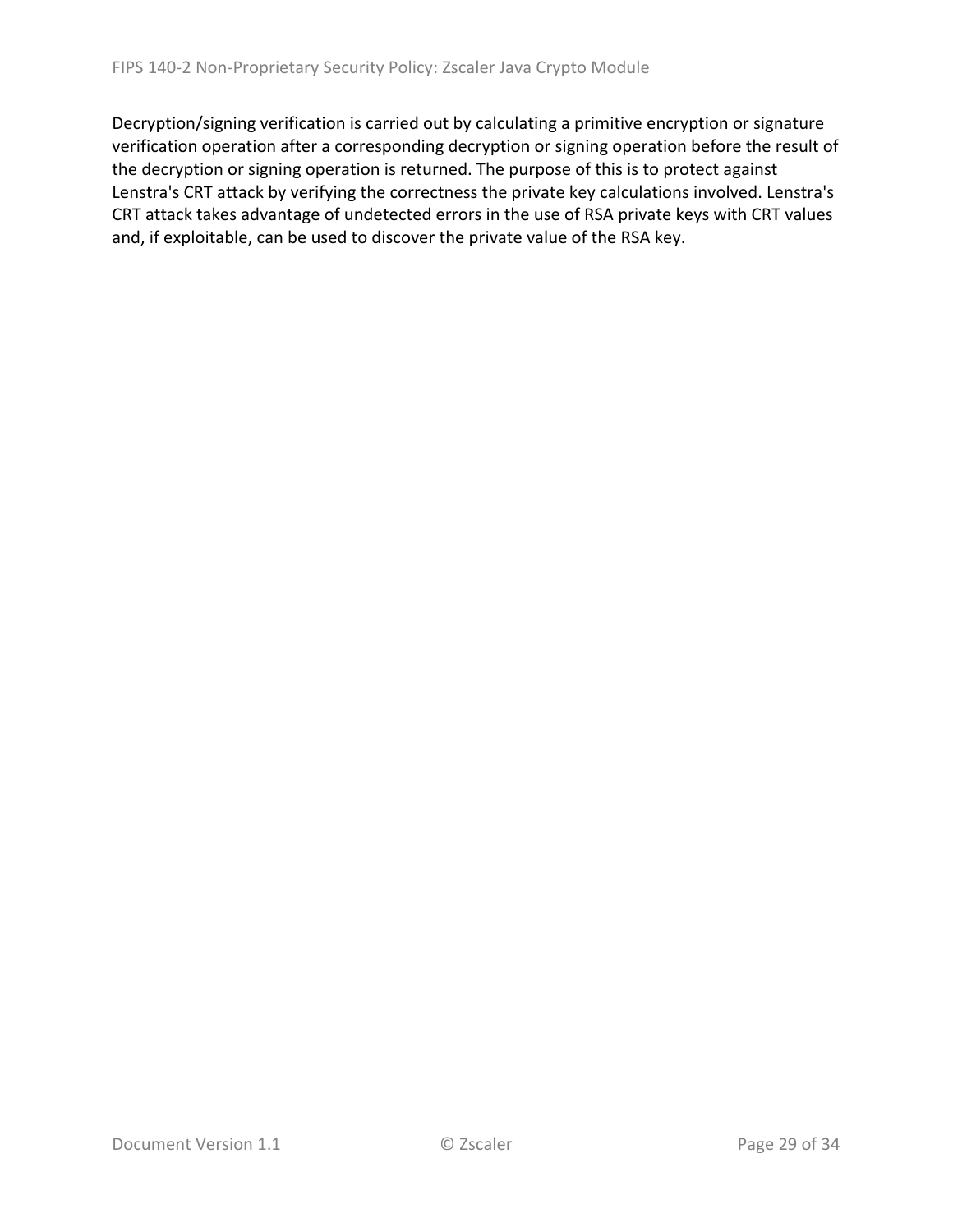Decryption/signing verification is carried out by calculating a primitive encryption or signature verification operation after a corresponding decryption or signing operation before the result of the decryption or signing operation is returned. The purpose of this is to protect against Lenstra's CRT attack by verifying the correctness the private key calculations involved. Lenstra's CRT attack takes advantage of undetected errors in the use of RSA private keys with CRT values and, if exploitable, can be used to discover the private value of the RSA key.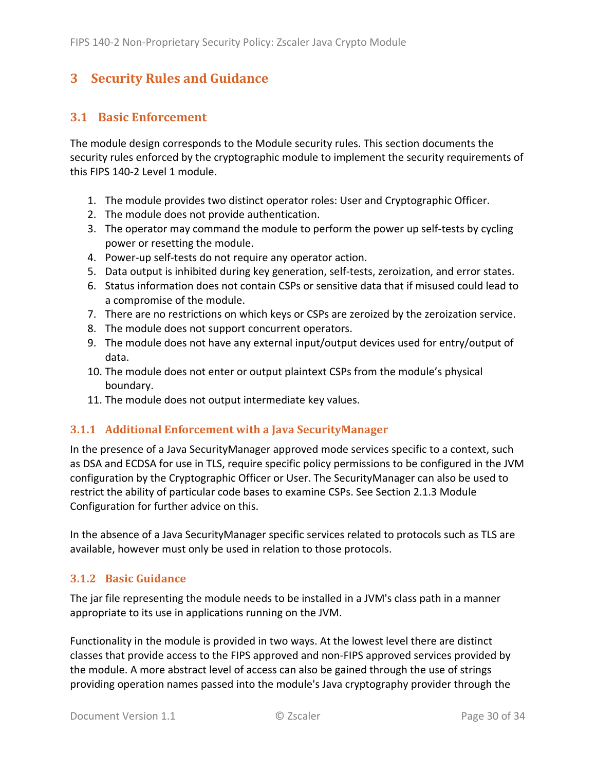# 3 Security Rules and Guidance

## 3.1 Basic Enforcement

The module design corresponds to the Module security rules. This section documents the security rules enforced by the cryptographic module to implement the security requirements of this FIPS 140-2 Level 1 module.

1. The module provides two distinct operator roles: User and Cryptographic Officer.
2. The module does not provide authentication.
3. The operator may command the module to perform the power up self-tests by cycling power or resetting the module.
4. Power-up self-tests do not require any operator action.
5. Data output is inhibited during key generation, self-tests, zeroization, and error states.
6. Status information does not contain CSPs or sensitive data that if misused could lead to a compromise of the module.
7. There are no restrictions on which keys or CSPs are zeroized by the zeroization service.
8. The module does not support concurrent operators.
9. The module does not have any external input/output devices used for entry/output of data.
10. The module does not enter or output plaintext CSPs from the module's physical boundary.
11. The module does not output intermediate key values.

### 3.1.1 Additional Enforcement with a Java SecurityManager

In the presence of a Java SecurityManager approved mode services specific to a context, such as DSA and ECDSA for use in TLS, require specific policy permissions to be configured in the JVM configuration by the Cryptographic Officer or User. The SecurityManager can also be used to restrict the ability of particular code bases to examine CSPs. See Section 2.1.3 Module Configuration for further advice on this.

In the absence of a Java SecurityManager specific services related to protocols such as TLS are available, however must only be used in relation to those protocols.

### 3.1.2 Basic Guidance

The jar file representing the module needs to be installed in a JVM's class path in a manner appropriate to its use in applications running on the JVM.

Functionality in the module is provided in two ways. At the lowest level there are distinct classes that provide access to the FIPS approved and non-FIPS approved services provided by the module. A more abstract level of access can also be gained through the use of strings providing operation names passed into the module's Java cryptography provider through the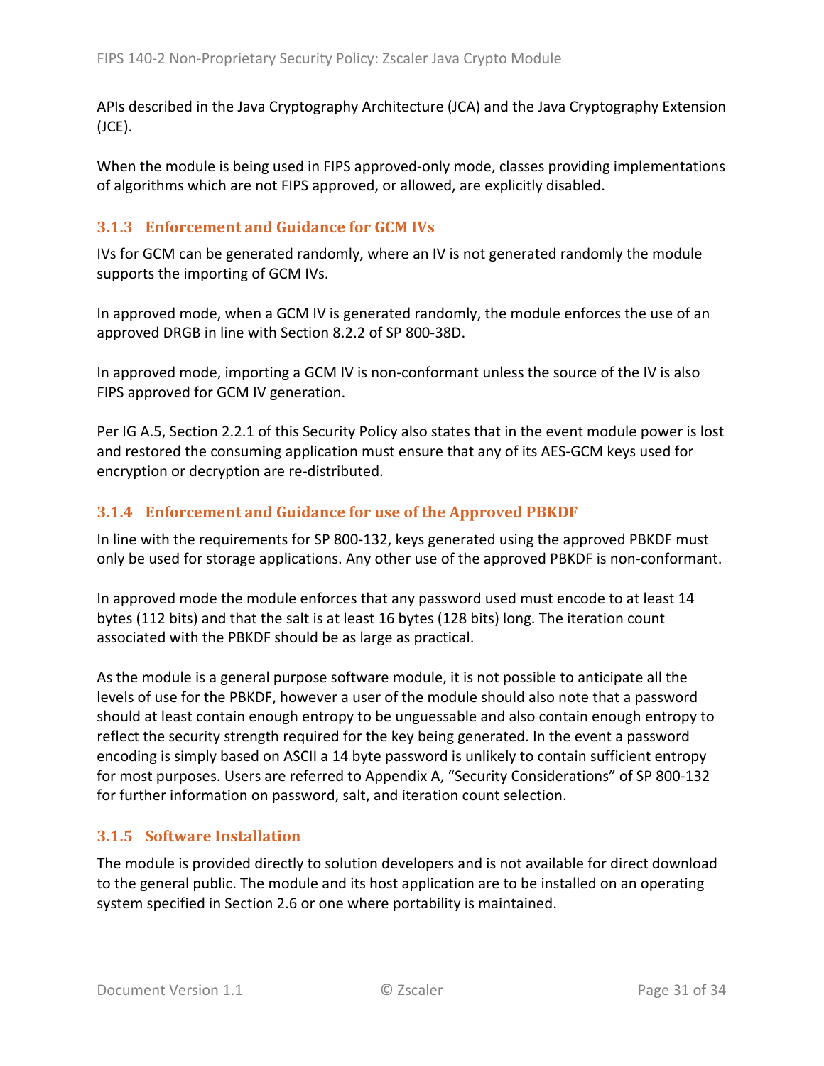APIs described in the Java Cryptography Architecture (JCA) and the Java Cryptography Extension (JCE).

When the module is being used in FIPS approved-only mode, classes providing implementations of algorithms which are not FIPS approved, or allowed, are explicitly disabled.

### 3.1.3 Enforcement and Guidance for GCM IVs

IVs for GCM can be generated randomly, where an IV is not generated randomly the module supports the importing of GCM IVs.

In approved mode, when a GCM IV is generated randomly, the module enforces the use of an approved DRGB in line with Section 8.2.2 of SP 800-38D.

In approved mode, importing a GCM IV is non-conformant unless the source of the IV is also FIPS approved for GCM IV generation.

Per IG A.5, Section 2.2.1 of this Security Policy also states that in the event module power is lost and restored the consuming application must ensure that any of its AES-GCM keys used for encryption or decryption are re-distributed.

### 3.1.4 Enforcement and Guidance for use of the Approved PBKDF

In line with the requirements for SP 800-132, keys generated using the approved PBKDF must only be used for storage applications. Any other use of the approved PBKDF is non-conformant.

In approved mode the module enforces that any password used must encode to at least 14 bytes (112 bits) and that the salt is at least 16 bytes (128 bits) long. The iteration count associated with the PBKDF should be as large as practical.

As the module is a general purpose software module, it is not possible to anticipate all the levels of use for the PBKDF, however a user of the module should also note that a password should at least contain enough entropy to be unguessable and also contain enough entropy to reflect the security strength required for the key being generated. In the event a password encoding is simply based on ASCII a 14 byte password is unlikely to contain sufficient entropy for most purposes. Users are referred to Appendix A, "Security Considerations" of SP 800-132 for further information on password, salt, and iteration count selection.

### 3.1.5 Software Installation

The module is provided directly to solution developers and is not available for direct download to the general public. The module and its host application are to be installed on an operating system specified in Section 2.6 or one where portability is maintained.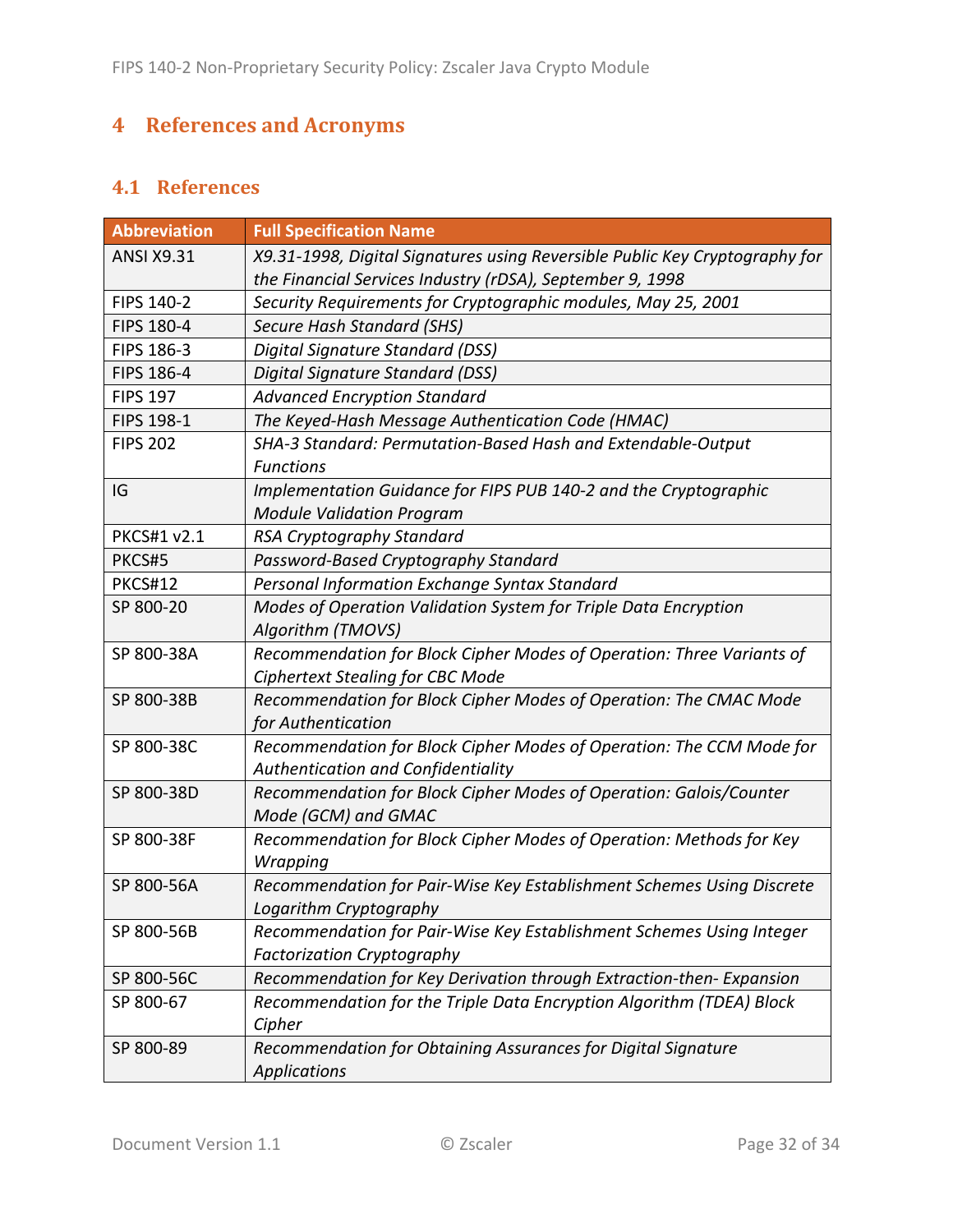# 4 References and Acronyms

## 4.1 References

| Abbreviation | Full Specification Name |
|---|---|
| ANSI X9.31 | *X9.31-1998, Digital Signatures using Reversible Public Key Cryptography for the Financial Services Industry (rDSA), September 9, 1998* |
| FIPS 140-2 | *Security Requirements for Cryptographic modules, May 25, 2001* |
| FIPS 180-4 | *Secure Hash Standard (SHS)* |
| FIPS 186-3 | *Digital Signature Standard (DSS)* |
| FIPS 186-4 | *Digital Signature Standard (DSS)* |
| FIPS 197 | *Advanced Encryption Standard* |
| FIPS 198-1 | *The Keyed-Hash Message Authentication Code (HMAC)* |
| FIPS 202 | *SHA-3 Standard: Permutation-Based Hash and Extendable-Output Functions* |
| IG | *Implementation Guidance for FIPS PUB 140-2 and the Cryptographic Module Validation Program* |
| PKCS#1 v2.1 | *RSA Cryptography Standard* |
| PKCS#5 | *Password-Based Cryptography Standard* |
| PKCS#12 | *Personal Information Exchange Syntax Standard* |
| SP 800-20 | *Modes of Operation Validation System for Triple Data Encryption Algorithm (TMOVS)* |
| SP 800-38A | *Recommendation for Block Cipher Modes of Operation: Three Variants of Ciphertext Stealing for CBC Mode* |
| SP 800-38B | *Recommendation for Block Cipher Modes of Operation: The CMAC Mode for Authentication* |
| SP 800-38C | *Recommendation for Block Cipher Modes of Operation: The CCM Mode for Authentication and Confidentiality* |
| SP 800-38D | *Recommendation for Block Cipher Modes of Operation: Galois/Counter Mode (GCM) and GMAC* |
| SP 800-38F | *Recommendation for Block Cipher Modes of Operation: Methods for Key Wrapping* |
| SP 800-56A | *Recommendation for Pair-Wise Key Establishment Schemes Using Discrete Logarithm Cryptography* |
| SP 800-56B | *Recommendation for Pair-Wise Key Establishment Schemes Using Integer Factorization Cryptography* |
| SP 800-56C | *Recommendation for Key Derivation through Extraction-then- Expansion* |
| SP 800-67 | *Recommendation for the Triple Data Encryption Algorithm (TDEA) Block Cipher* |
| SP 800-89 | *Recommendation for Obtaining Assurances for Digital Signature Applications* |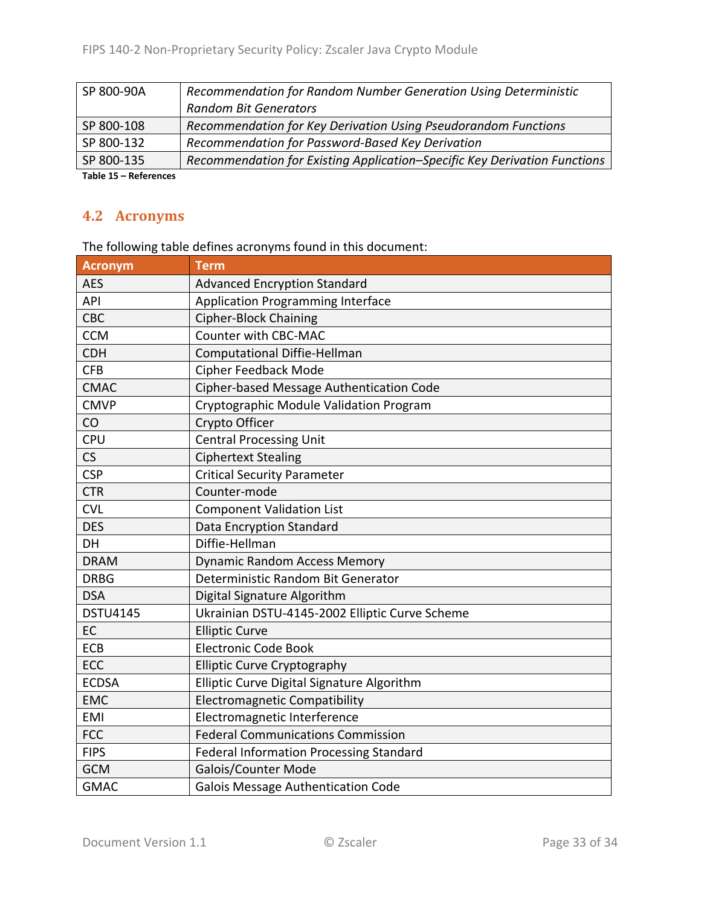| SP 800-90A | *Recommendation for Random Number Generation Using Deterministic Random Bit Generators* |
|---|---|
| SP 800-108 | *Recommendation for Key Derivation Using Pseudorandom Functions* |
| SP 800-132 | *Recommendation for Password-Based Key Derivation* |
| SP 800-135 | *Recommendation for Existing Application–Specific Key Derivation Functions* |

**Table 15 – References**

## 4.2 Acronyms

The following table defines acronyms found in this document:

| Acronym | Term |
|---|---|
| AES | Advanced Encryption Standard |
| API | Application Programming Interface |
| CBC | Cipher-Block Chaining |
| CCM | Counter with CBC-MAC |
| CDH | Computational Diffie-Hellman |
| CFB | Cipher Feedback Mode |
| CMAC | Cipher-based Message Authentication Code |
| CMVP | Cryptographic Module Validation Program |
| CO | Crypto Officer |
| CPU | Central Processing Unit |
| CS | Ciphertext Stealing |
| CSP | Critical Security Parameter |
| CTR | Counter-mode |
| CVL | Component Validation List |
| DES | Data Encryption Standard |
| DH | Diffie-Hellman |
| DRAM | Dynamic Random Access Memory |
| DRBG | Deterministic Random Bit Generator |
| DSA | Digital Signature Algorithm |
| DSTU4145 | Ukrainian DSTU-4145-2002 Elliptic Curve Scheme |
| EC | Elliptic Curve |
| ECB | Electronic Code Book |
| ECC | Elliptic Curve Cryptography |
| ECDSA | Elliptic Curve Digital Signature Algorithm |
| EMC | Electromagnetic Compatibility |
| EMI | Electromagnetic Interference |
| FCC | Federal Communications Commission |
| FIPS | Federal Information Processing Standard |
| GCM | Galois/Counter Mode |
| GMAC | Galois Message Authentication Code |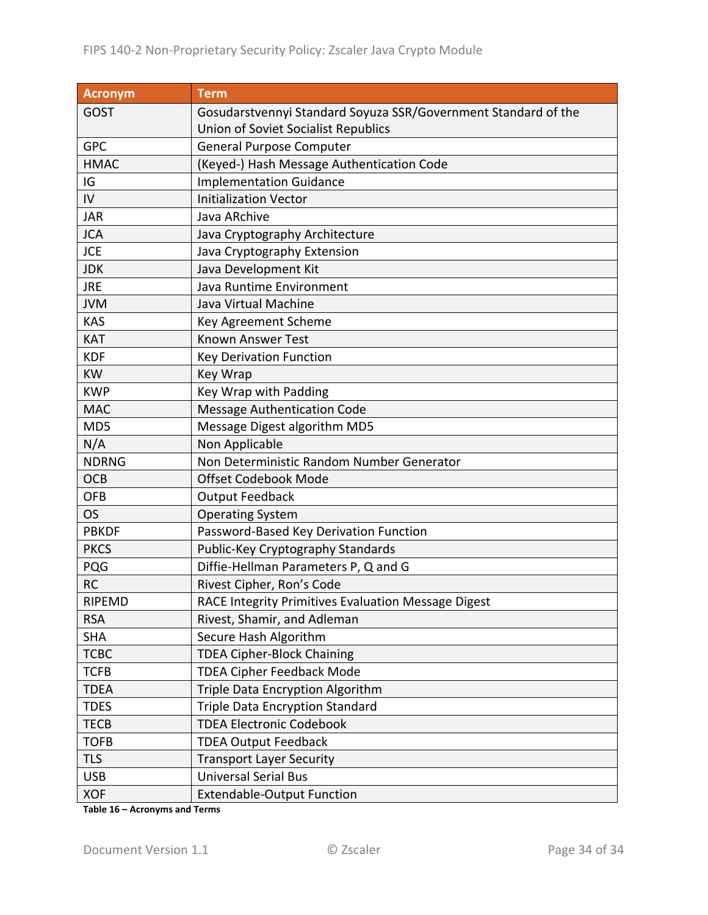| Acronym | Term |
|---|---|
| GOST | Gosudarstvennyi Standard Soyuza SSR/Government Standard of the Union of Soviet Socialist Republics |
| GPC | General Purpose Computer |
| HMAC | (Keyed-) Hash Message Authentication Code |
| IG | Implementation Guidance |
| IV | Initialization Vector |
| JAR | Java ARchive |
| JCA | Java Cryptography Architecture |
| JCE | Java Cryptography Extension |
| JDK | Java Development Kit |
| JRE | Java Runtime Environment |
| JVM | Java Virtual Machine |
| KAS | Key Agreement Scheme |
| KAT | Known Answer Test |
| KDF | Key Derivation Function |
| KW | Key Wrap |
| KWP | Key Wrap with Padding |
| MAC | Message Authentication Code |
| MD5 | Message Digest algorithm MD5 |
| N/A | Non Applicable |
| NDRNG | Non Deterministic Random Number Generator |
| OCB | Offset Codebook Mode |
| OFB | Output Feedback |
| OS | Operating System |
| PBKDF | Password-Based Key Derivation Function |
| PKCS | Public-Key Cryptography Standards |
| PQG | Diffie-Hellman Parameters P, Q and G |
| RC | Rivest Cipher, Ron's Code |
| RIPEMD | RACE Integrity Primitives Evaluation Message Digest |
| RSA | Rivest, Shamir, and Adleman |
| SHA | Secure Hash Algorithm |
| TCBC | TDEA Cipher-Block Chaining |
| TCFB | TDEA Cipher Feedback Mode |
| TDEA | Triple Data Encryption Algorithm |
| TDES | Triple Data Encryption Standard |
| TECB | TDEA Electronic Codebook |
| TOFB | TDEA Output Feedback |
| TLS | Transport Layer Security |
| USB | Universal Serial Bus |
| XOF | Extendable-Output Function |

**Table 16 – Acronyms and Terms**